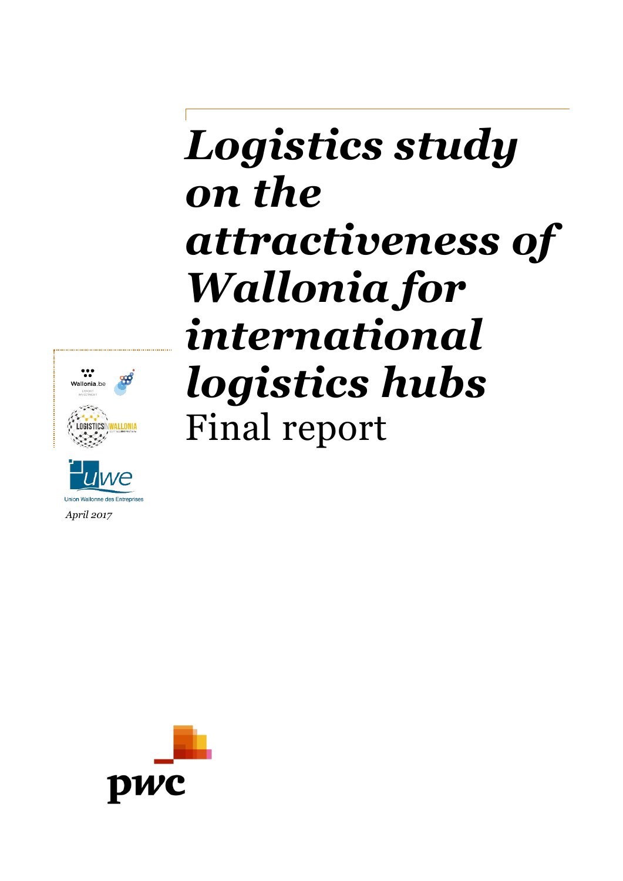# *Logistics study on the attractiveness of Wallonia for international logistics hubs*

Final report

Union Wallonne des Entreprises

*April 2017*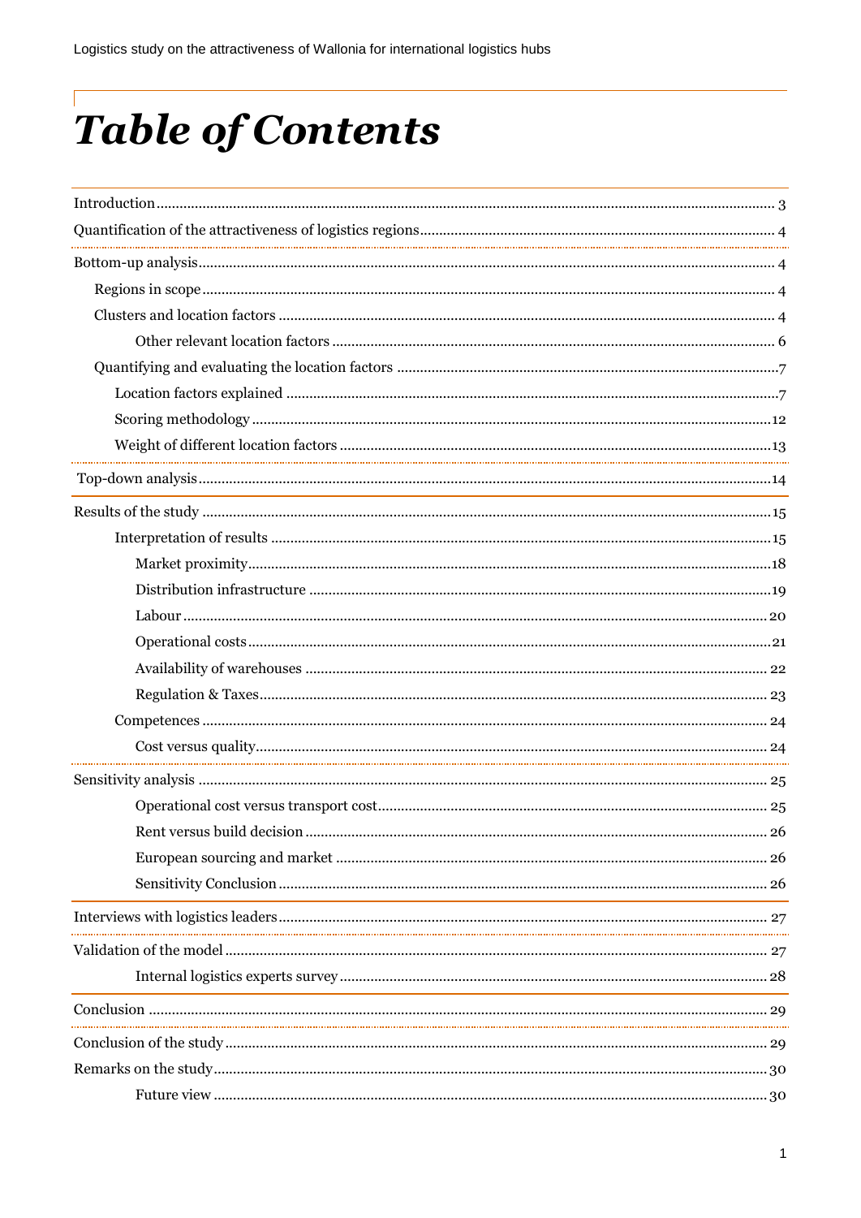# Table of Contents

Introduction ........ 3

Quantification of the attractiveness of logistics regions ........ 4

Bottom-up analysis ........ 4

- Regions in scope ........ 4
- Clusters and location factors ........ 4
  - Other relevant location factors ........ 6
- Quantifying and evaluating the location factors ........ 7
  - Location factors explained ........ 7
  - Scoring methodology ........ 12
  - Weight of different location factors ........ 13

Top-down analysis ........ 14

Results of the study ........ 15

- Interpretation of results ........ 15
  - Market proximity ........ 18
  - Distribution infrastructure ........ 19
  - Labour ........ 20
  - Operational costs ........ 21
  - Availability of warehouses ........ 22
  - Regulation & Taxes ........ 23
- Competences ........ 24
  - Cost versus quality ........ 24

Sensitivity analysis ........ 25

- Operational cost versus transport cost ........ 25
- Rent versus build decision ........ 26
- European sourcing and market ........ 26
- Sensitivity Conclusion ........ 26

Interviews with logistics leaders ........ 27

Validation of the model ........ 27

- Internal logistics experts survey ........ 28

Conclusion ........ 29

Conclusion of the study ........ 29

Remarks on the study ........ 30

- Future view ........ 30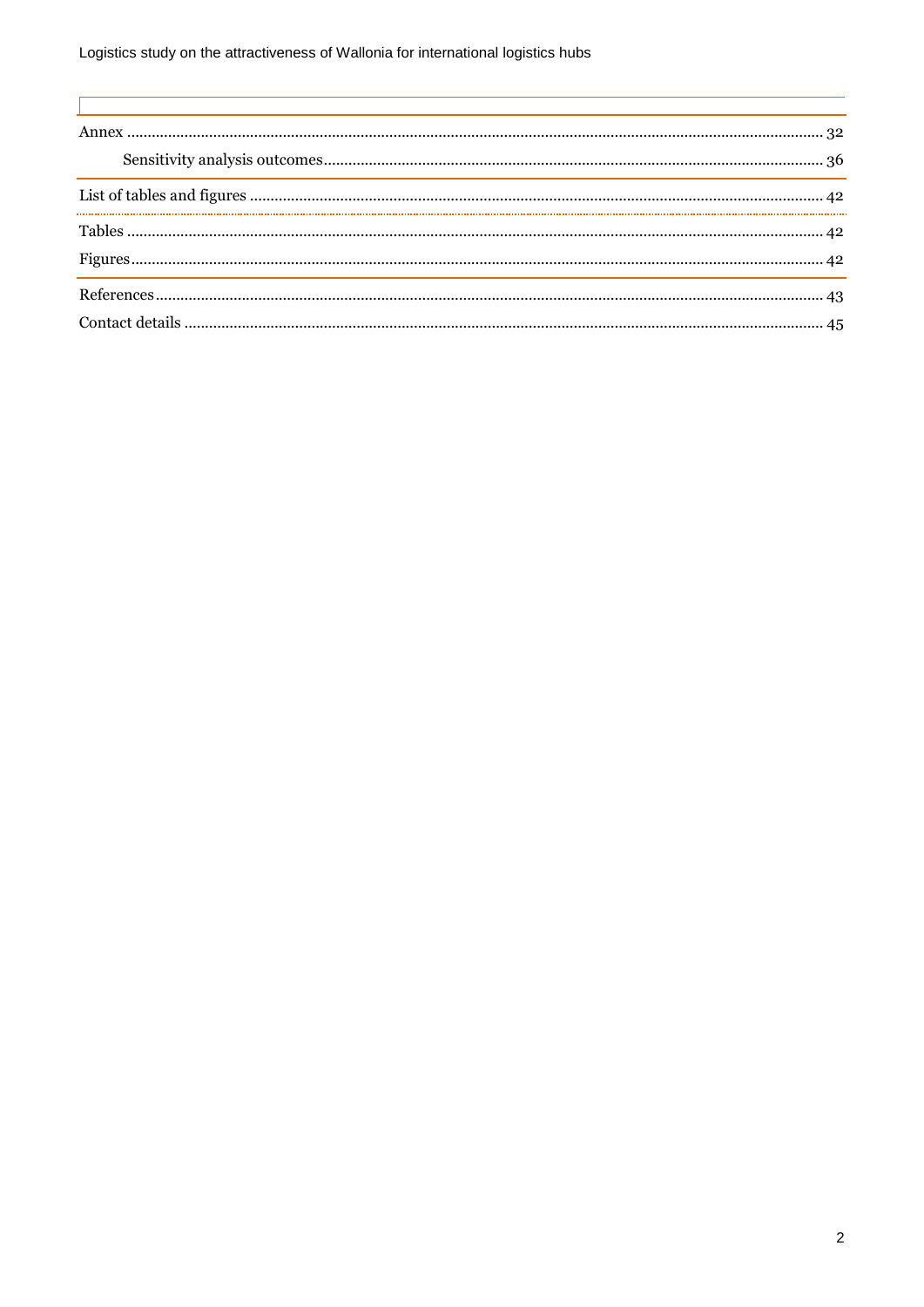Annex ........................................................................................................................................................ 32

Sensitivity analysis outcomes ........................................................................................................ 36

List of tables and figures .......................................................................................................................... 42

Tables ........................................................................................................................................................ 42

Figures ....................................................................................................................................................... 42

References ................................................................................................................................................. 43

Contact details .......................................................................................................................................... 45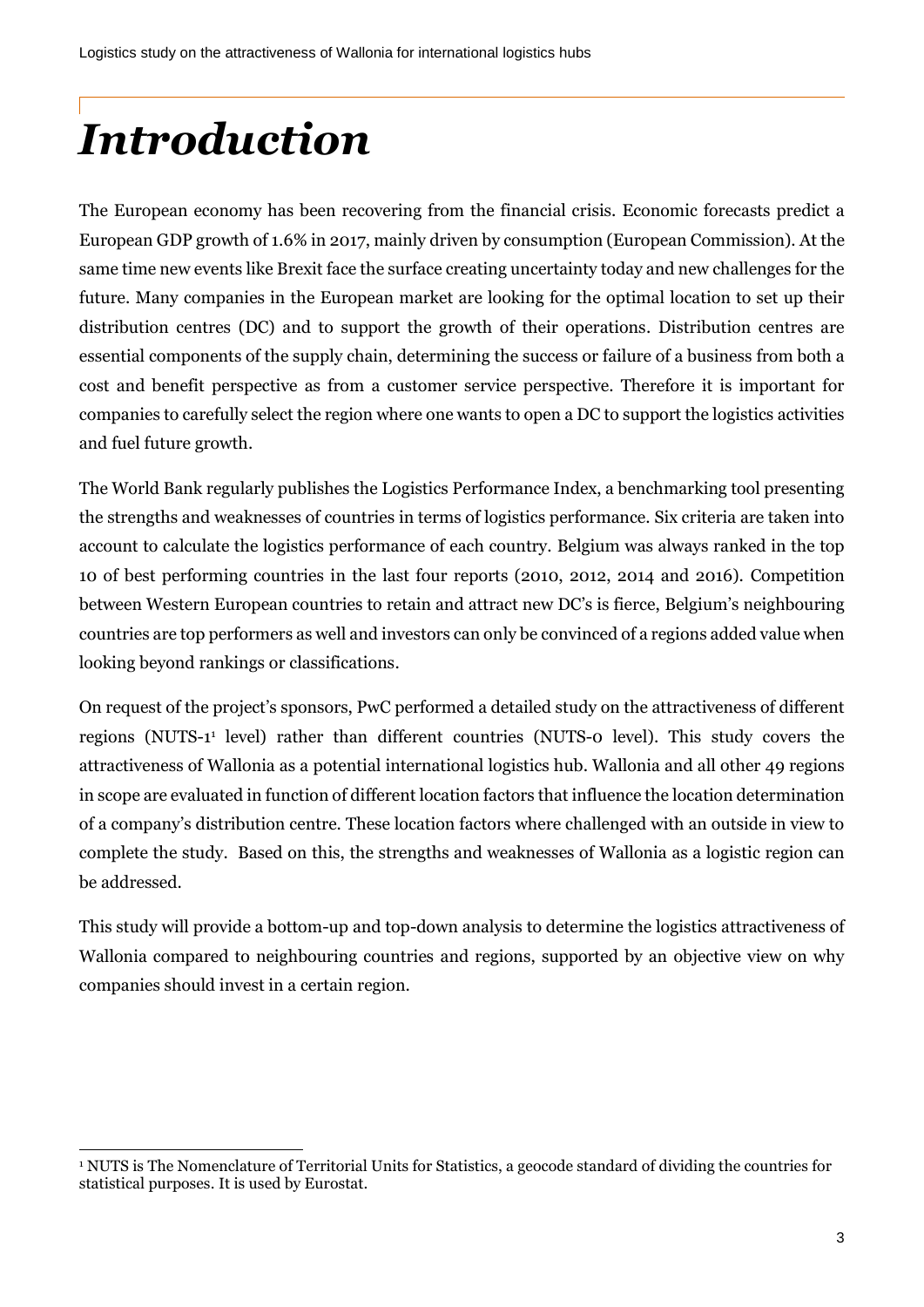# *Introduction*

The European economy has been recovering from the financial crisis. Economic forecasts predict a European GDP growth of 1.6% in 2017, mainly driven by consumption (European Commission). At the same time new events like Brexit face the surface creating uncertainty today and new challenges for the future. Many companies in the European market are looking for the optimal location to set up their distribution centres (DC) and to support the growth of their operations. Distribution centres are essential components of the supply chain, determining the success or failure of a business from both a cost and benefit perspective as from a customer service perspective. Therefore it is important for companies to carefully select the region where one wants to open a DC to support the logistics activities and fuel future growth.

The World Bank regularly publishes the Logistics Performance Index, a benchmarking tool presenting the strengths and weaknesses of countries in terms of logistics performance. Six criteria are taken into account to calculate the logistics performance of each country. Belgium was always ranked in the top 10 of best performing countries in the last four reports (2010, 2012, 2014 and 2016). Competition between Western European countries to retain and attract new DC's is fierce, Belgium's neighbouring countries are top performers as well and investors can only be convinced of a regions added value when looking beyond rankings or classifications.

On request of the project's sponsors, PwC performed a detailed study on the attractiveness of different regions (NUTS-1[1] level) rather than different countries (NUTS-0 level). This study covers the attractiveness of Wallonia as a potential international logistics hub. Wallonia and all other 49 regions in scope are evaluated in function of different location factors that influence the location determination of a company's distribution centre. These location factors where challenged with an outside in view to complete the study. Based on this, the strengths and weaknesses of Wallonia as a logistic region can be addressed.

This study will provide a bottom-up and top-down analysis to determine the logistics attractiveness of Wallonia compared to neighbouring countries and regions, supported by an objective view on why companies should invest in a certain region.

[1] NUTS is The Nomenclature of Territorial Units for Statistics, a geocode standard of dividing the countries for statistical purposes. It is used by Eurostat.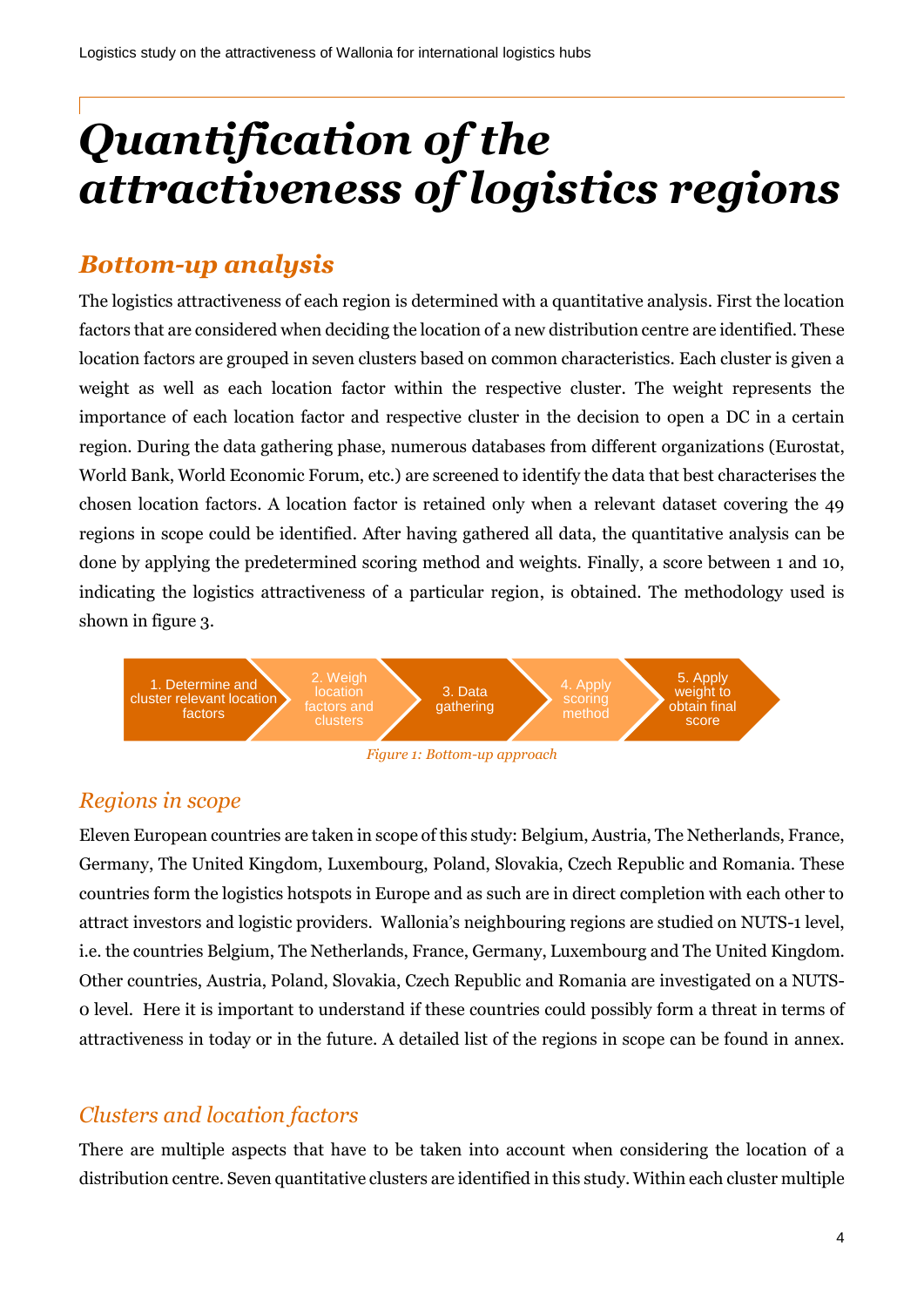# Quantification of the attractiveness of logistics regions

## Bottom-up analysis

The logistics attractiveness of each region is determined with a quantitative analysis. First the location factors that are considered when deciding the location of a new distribution centre are identified. These location factors are grouped in seven clusters based on common characteristics. Each cluster is given a weight as well as each location factor within the respective cluster. The weight represents the importance of each location factor and respective cluster in the decision to open a DC in a certain region. During the data gathering phase, numerous databases from different organizations (Eurostat, World Bank, World Economic Forum, etc.) are screened to identify the data that best characterises the chosen location factors. A location factor is retained only when a relevant dataset covering the 49 regions in scope could be identified. After having gathered all data, the quantitative analysis can be done by applying the predetermined scoring method and weights. Finally, a score between 1 and 10, indicating the logistics attractiveness of a particular region, is obtained. The methodology used is shown in figure 3.

1. Determine and cluster relevant location factors → 2. Weigh location factors and clusters → 3. Data gathering → 4. Apply scoring method → 5. Apply weight to obtain final score

*Figure 1: Bottom-up approach*

### Regions in scope

Eleven European countries are taken in scope of this study: Belgium, Austria, The Netherlands, France, Germany, The United Kingdom, Luxembourg, Poland, Slovakia, Czech Republic and Romania. These countries form the logistics hotspots in Europe and as such are in direct completion with each other to attract investors and logistic providers. Wallonia's neighbouring regions are studied on NUTS-1 level, i.e. the countries Belgium, The Netherlands, France, Germany, Luxembourg and The United Kingdom. Other countries, Austria, Poland, Slovakia, Czech Republic and Romania are investigated on a NUTS-0 level. Here it is important to understand if these countries could possibly form a threat in terms of attractiveness in today or in the future. A detailed list of the regions in scope can be found in annex.

### Clusters and location factors

There are multiple aspects that have to be taken into account when considering the location of a distribution centre. Seven quantitative clusters are identified in this study. Within each cluster multiple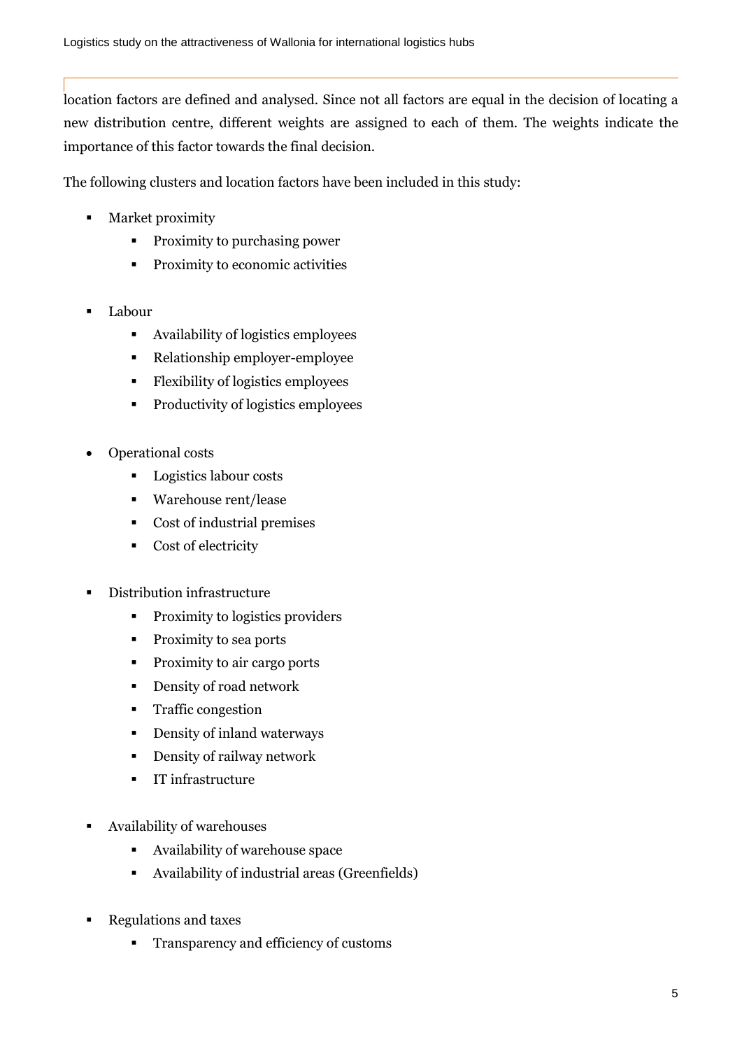location factors are defined and analysed. Since not all factors are equal in the decision of locating a new distribution centre, different weights are assigned to each of them. The weights indicate the importance of this factor towards the final decision.

The following clusters and location factors have been included in this study:

- Market proximity
  - Proximity to purchasing power
  - Proximity to economic activities

- Labour
  - Availability of logistics employees
  - Relationship employer-employee
  - Flexibility of logistics employees
  - Productivity of logistics employees

- Operational costs
  - Logistics labour costs
  - Warehouse rent/lease
  - Cost of industrial premises
  - Cost of electricity

- Distribution infrastructure
  - Proximity to logistics providers
  - Proximity to sea ports
  - Proximity to air cargo ports
  - Density of road network
  - Traffic congestion
  - Density of inland waterways
  - Density of railway network
  - IT infrastructure

- Availability of warehouses
  - Availability of warehouse space
  - Availability of industrial areas (Greenfields)

- Regulations and taxes
  - Transparency and efficiency of customs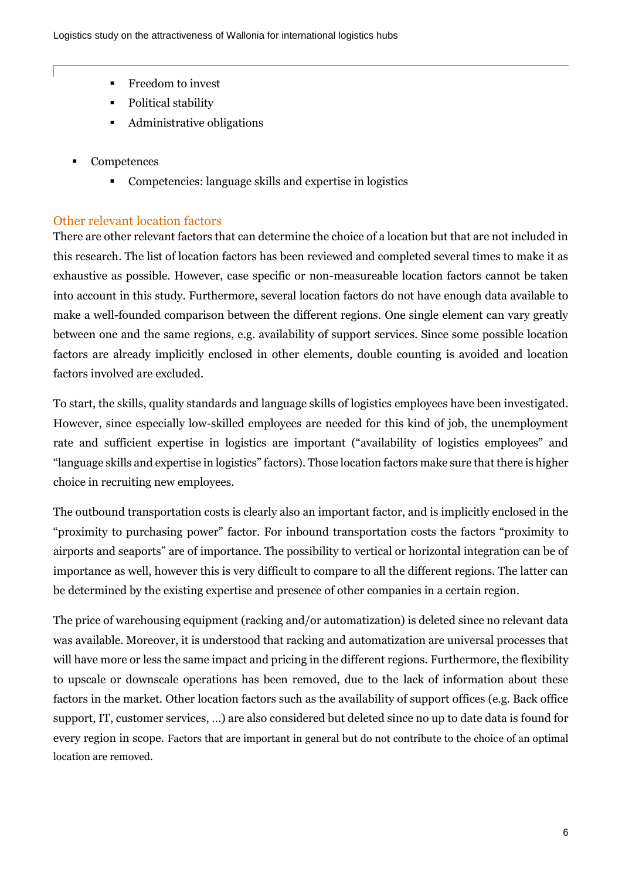- Freedom to invest
    - Political stability
    - Administrative obligations

- Competences
    - Competencies: language skills and expertise in logistics

### Other relevant location factors

There are other relevant factors that can determine the choice of a location but that are not included in this research. The list of location factors has been reviewed and completed several times to make it as exhaustive as possible. However, case specific or non-measureable location factors cannot be taken into account in this study. Furthermore, several location factors do not have enough data available to make a well-founded comparison between the different regions. One single element can vary greatly between one and the same regions, e.g. availability of support services. Since some possible location factors are already implicitly enclosed in other elements, double counting is avoided and location factors involved are excluded.

To start, the skills, quality standards and language skills of logistics employees have been investigated. However, since especially low-skilled employees are needed for this kind of job, the unemployment rate and sufficient expertise in logistics are important ("availability of logistics employees" and "language skills and expertise in logistics" factors). Those location factors make sure that there is higher choice in recruiting new employees.

The outbound transportation costs is clearly also an important factor, and is implicitly enclosed in the "proximity to purchasing power" factor. For inbound transportation costs the factors "proximity to airports and seaports" are of importance. The possibility to vertical or horizontal integration can be of importance as well, however this is very difficult to compare to all the different regions. The latter can be determined by the existing expertise and presence of other companies in a certain region.

The price of warehousing equipment (racking and/or automatization) is deleted since no relevant data was available. Moreover, it is understood that racking and automatization are universal processes that will have more or less the same impact and pricing in the different regions. Furthermore, the flexibility to upscale or downscale operations has been removed, due to the lack of information about these factors in the market. Other location factors such as the availability of support offices (e.g. Back office support, IT, customer services, …) are also considered but deleted since no up to date data is found for every region in scope. Factors that are important in general but do not contribute to the choice of an optimal location are removed.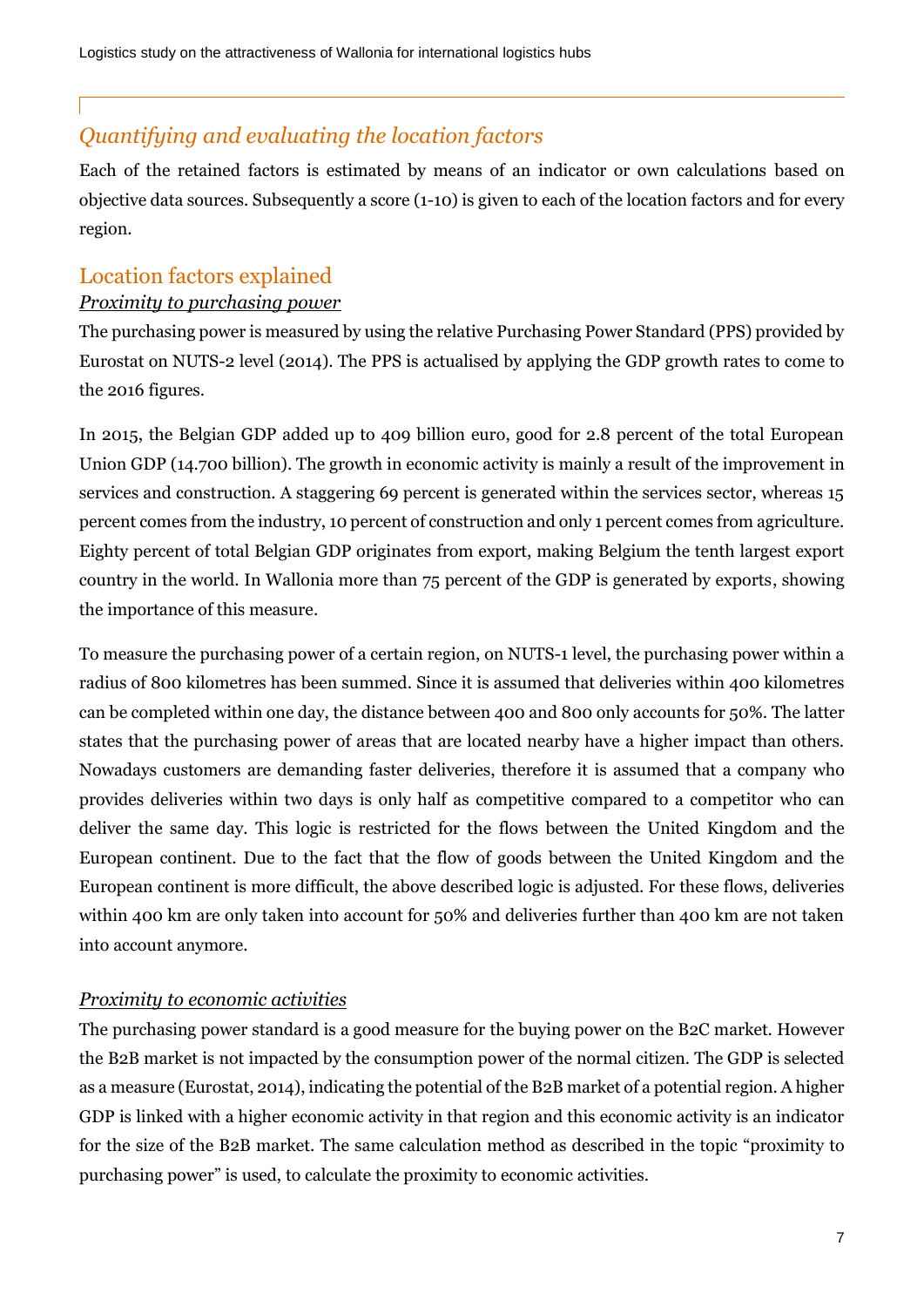## *Quantifying and evaluating the location factors*

Each of the retained factors is estimated by means of an indicator or own calculations based on objective data sources. Subsequently a score (1-10) is given to each of the location factors and for every region.

### Location factors explained

#### *Proximity to purchasing power*

The purchasing power is measured by using the relative Purchasing Power Standard (PPS) provided by Eurostat on NUTS-2 level (2014). The PPS is actualised by applying the GDP growth rates to come to the 2016 figures.

In 2015, the Belgian GDP added up to 409 billion euro, good for 2.8 percent of the total European Union GDP (14.700 billion). The growth in economic activity is mainly a result of the improvement in services and construction. A staggering 69 percent is generated within the services sector, whereas 15 percent comes from the industry, 10 percent of construction and only 1 percent comes from agriculture. Eighty percent of total Belgian GDP originates from export, making Belgium the tenth largest export country in the world. In Wallonia more than 75 percent of the GDP is generated by exports, showing the importance of this measure.

To measure the purchasing power of a certain region, on NUTS-1 level, the purchasing power within a radius of 800 kilometres has been summed. Since it is assumed that deliveries within 400 kilometres can be completed within one day, the distance between 400 and 800 only accounts for 50%. The latter states that the purchasing power of areas that are located nearby have a higher impact than others. Nowadays customers are demanding faster deliveries, therefore it is assumed that a company who provides deliveries within two days is only half as competitive compared to a competitor who can deliver the same day. This logic is restricted for the flows between the United Kingdom and the European continent. Due to the fact that the flow of goods between the United Kingdom and the European continent is more difficult, the above described logic is adjusted. For these flows, deliveries within 400 km are only taken into account for 50% and deliveries further than 400 km are not taken into account anymore.

#### *Proximity to economic activities*

The purchasing power standard is a good measure for the buying power on the B2C market. However the B2B market is not impacted by the consumption power of the normal citizen. The GDP is selected as a measure (Eurostat, 2014), indicating the potential of the B2B market of a potential region. A higher GDP is linked with a higher economic activity in that region and this economic activity is an indicator for the size of the B2B market. The same calculation method as described in the topic "proximity to purchasing power" is used, to calculate the proximity to economic activities.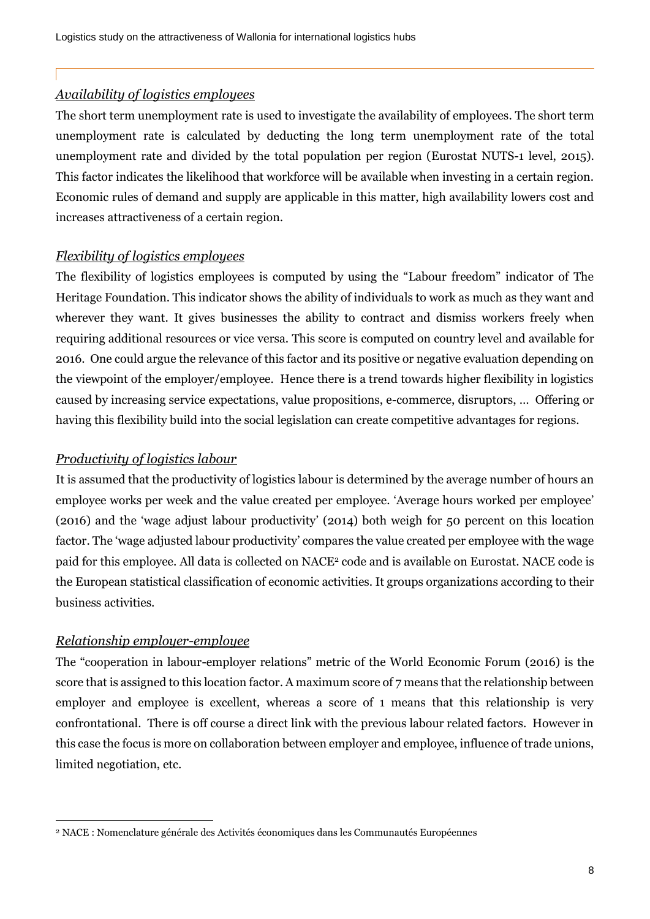*Availability of logistics employees*

The short term unemployment rate is used to investigate the availability of employees. The short term unemployment rate is calculated by deducting the long term unemployment rate of the total unemployment rate and divided by the total population per region (Eurostat NUTS-1 level, 2015). This factor indicates the likelihood that workforce will be available when investing in a certain region. Economic rules of demand and supply are applicable in this matter, high availability lowers cost and increases attractiveness of a certain region.

*Flexibility of logistics employees*

The flexibility of logistics employees is computed by using the "Labour freedom" indicator of The Heritage Foundation. This indicator shows the ability of individuals to work as much as they want and wherever they want. It gives businesses the ability to contract and dismiss workers freely when requiring additional resources or vice versa. This score is computed on country level and available for 2016. One could argue the relevance of this factor and its positive or negative evaluation depending on the viewpoint of the employer/employee. Hence there is a trend towards higher flexibility in logistics caused by increasing service expectations, value propositions, e-commerce, disruptors, … Offering or having this flexibility build into the social legislation can create competitive advantages for regions.

*Productivity of logistics labour*

It is assumed that the productivity of logistics labour is determined by the average number of hours an employee works per week and the value created per employee. 'Average hours worked per employee' (2016) and the 'wage adjust labour productivity' (2014) both weigh for 50 percent on this location factor. The 'wage adjusted labour productivity' compares the value created per employee with the wage paid for this employee. All data is collected on NACE[2] code and is available on Eurostat. NACE code is the European statistical classification of economic activities. It groups organizations according to their business activities.

*Relationship employer-employee*

The "cooperation in labour-employer relations" metric of the World Economic Forum (2016) is the score that is assigned to this location factor. A maximum score of 7 means that the relationship between employer and employee is excellent, whereas a score of 1 means that this relationship is very confrontational. There is off course a direct link with the previous labour related factors. However in this case the focus is more on collaboration between employer and employee, influence of trade unions, limited negotiation, etc.

[2] NACE : Nomenclature générale des Activités économiques dans les Communautés Européennes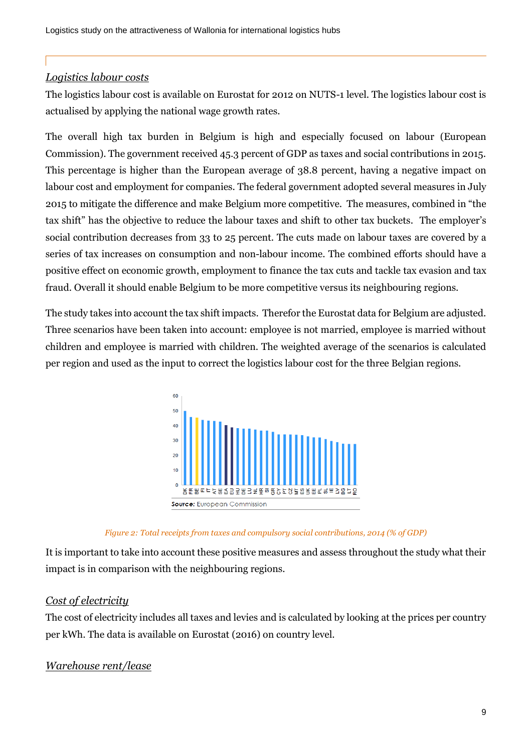## *Logistics labour costs*

The logistics labour cost is available on Eurostat for 2012 on NUTS-1 level. The logistics labour cost is actualised by applying the national wage growth rates.

The overall high tax burden in Belgium is high and especially focused on labour (European Commission). The government received 45.3 percent of GDP as taxes and social contributions in 2015. This percentage is higher than the European average of 38.8 percent, having a negative impact on labour cost and employment for companies. The federal government adopted several measures in July 2015 to mitigate the difference and make Belgium more competitive. The measures, combined in "the tax shift" has the objective to reduce the labour taxes and shift to other tax buckets. The employer's social contribution decreases from 33 to 25 percent. The cuts made on labour taxes are covered by a series of tax increases on consumption and non-labour income. The combined efforts should have a positive effect on economic growth, employment to finance the tax cuts and tackle tax evasion and tax fraud. Overall it should enable Belgium to be more competitive versus its neighbouring regions.

The study takes into account the tax shift impacts. Therefor the Eurostat data for Belgium are adjusted. Three scenarios have been taken into account: employee is not married, employee is married without children and employee is married with children. The weighted average of the scenarios is calculated per region and used as the input to correct the logistics labour cost for the three Belgian regions.

**Source:** European Commission

*Figure 2: Total receipts from taxes and compulsory social contributions, 2014 (% of GDP)*

It is important to take into account these positive measures and assess throughout the study what their impact is in comparison with the neighbouring regions.

## *Cost of electricity*

The cost of electricity includes all taxes and levies and is calculated by looking at the prices per country per kWh. The data is available on Eurostat (2016) on country level.

## *Warehouse rent/lease*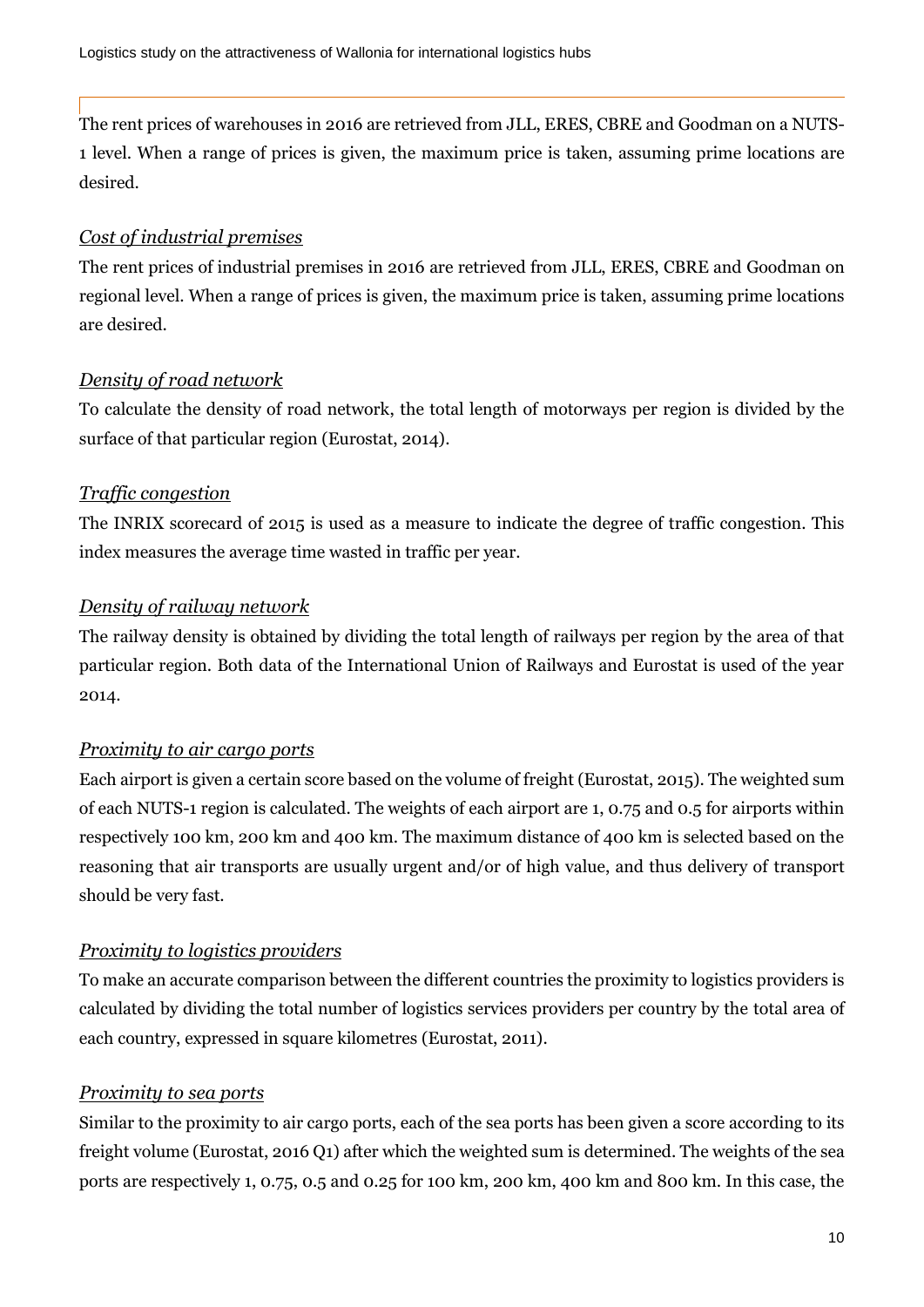The rent prices of warehouses in 2016 are retrieved from JLL, ERES, CBRE and Goodman on a NUTS-1 level. When a range of prices is given, the maximum price is taken, assuming prime locations are desired.

### *Cost of industrial premises*

The rent prices of industrial premises in 2016 are retrieved from JLL, ERES, CBRE and Goodman on regional level. When a range of prices is given, the maximum price is taken, assuming prime locations are desired.

### *Density of road network*

To calculate the density of road network, the total length of motorways per region is divided by the surface of that particular region (Eurostat, 2014).

### *Traffic congestion*

The INRIX scorecard of 2015 is used as a measure to indicate the degree of traffic congestion. This index measures the average time wasted in traffic per year.

### *Density of railway network*

The railway density is obtained by dividing the total length of railways per region by the area of that particular region. Both data of the International Union of Railways and Eurostat is used of the year 2014.

### *Proximity to air cargo ports*

Each airport is given a certain score based on the volume of freight (Eurostat, 2015). The weighted sum of each NUTS-1 region is calculated. The weights of each airport are 1, 0.75 and 0.5 for airports within respectively 100 km, 200 km and 400 km. The maximum distance of 400 km is selected based on the reasoning that air transports are usually urgent and/or of high value, and thus delivery of transport should be very fast.

### *Proximity to logistics providers*

To make an accurate comparison between the different countries the proximity to logistics providers is calculated by dividing the total number of logistics services providers per country by the total area of each country, expressed in square kilometres (Eurostat, 2011).

### *Proximity to sea ports*

Similar to the proximity to air cargo ports, each of the sea ports has been given a score according to its freight volume (Eurostat, 2016 Q1) after which the weighted sum is determined. The weights of the sea ports are respectively 1, 0.75, 0.5 and 0.25 for 100 km, 200 km, 400 km and 800 km. In this case, the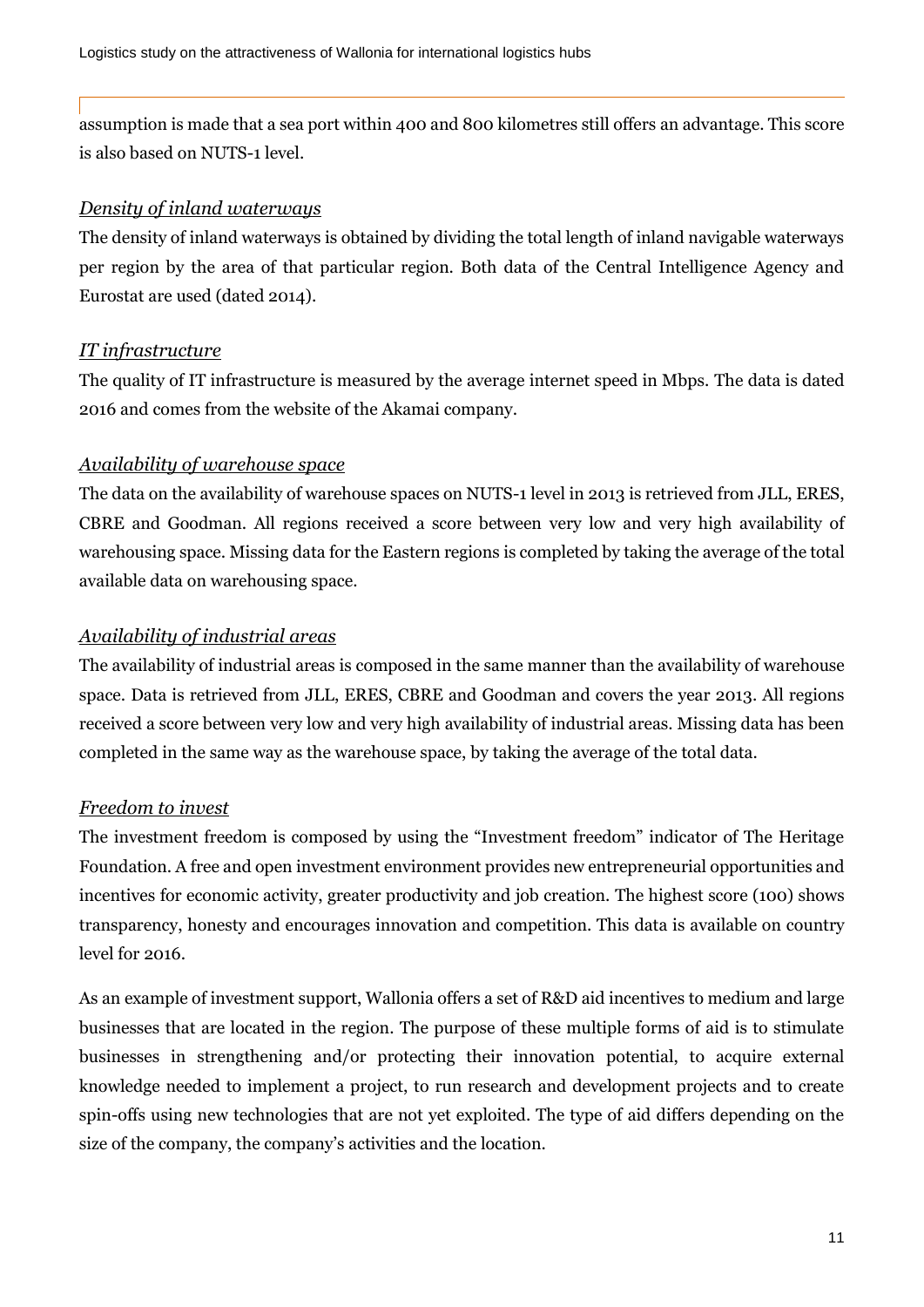assumption is made that a sea port within 400 and 800 kilometres still offers an advantage. This score is also based on NUTS-1 level.

*Density of inland waterways*

The density of inland waterways is obtained by dividing the total length of inland navigable waterways per region by the area of that particular region. Both data of the Central Intelligence Agency and Eurostat are used (dated 2014).

*IT infrastructure*

The quality of IT infrastructure is measured by the average internet speed in Mbps. The data is dated 2016 and comes from the website of the Akamai company.

*Availability of warehouse space*

The data on the availability of warehouse spaces on NUTS-1 level in 2013 is retrieved from JLL, ERES, CBRE and Goodman. All regions received a score between very low and very high availability of warehousing space. Missing data for the Eastern regions is completed by taking the average of the total available data on warehousing space.

*Availability of industrial areas*

The availability of industrial areas is composed in the same manner than the availability of warehouse space. Data is retrieved from JLL, ERES, CBRE and Goodman and covers the year 2013. All regions received a score between very low and very high availability of industrial areas. Missing data has been completed in the same way as the warehouse space, by taking the average of the total data.

*Freedom to invest*

The investment freedom is composed by using the "Investment freedom" indicator of The Heritage Foundation. A free and open investment environment provides new entrepreneurial opportunities and incentives for economic activity, greater productivity and job creation. The highest score (100) shows transparency, honesty and encourages innovation and competition. This data is available on country level for 2016.

As an example of investment support, Wallonia offers a set of R&D aid incentives to medium and large businesses that are located in the region. The purpose of these multiple forms of aid is to stimulate businesses in strengthening and/or protecting their innovation potential, to acquire external knowledge needed to implement a project, to run research and development projects and to create spin-offs using new technologies that are not yet exploited. The type of aid differs depending on the size of the company, the company's activities and the location.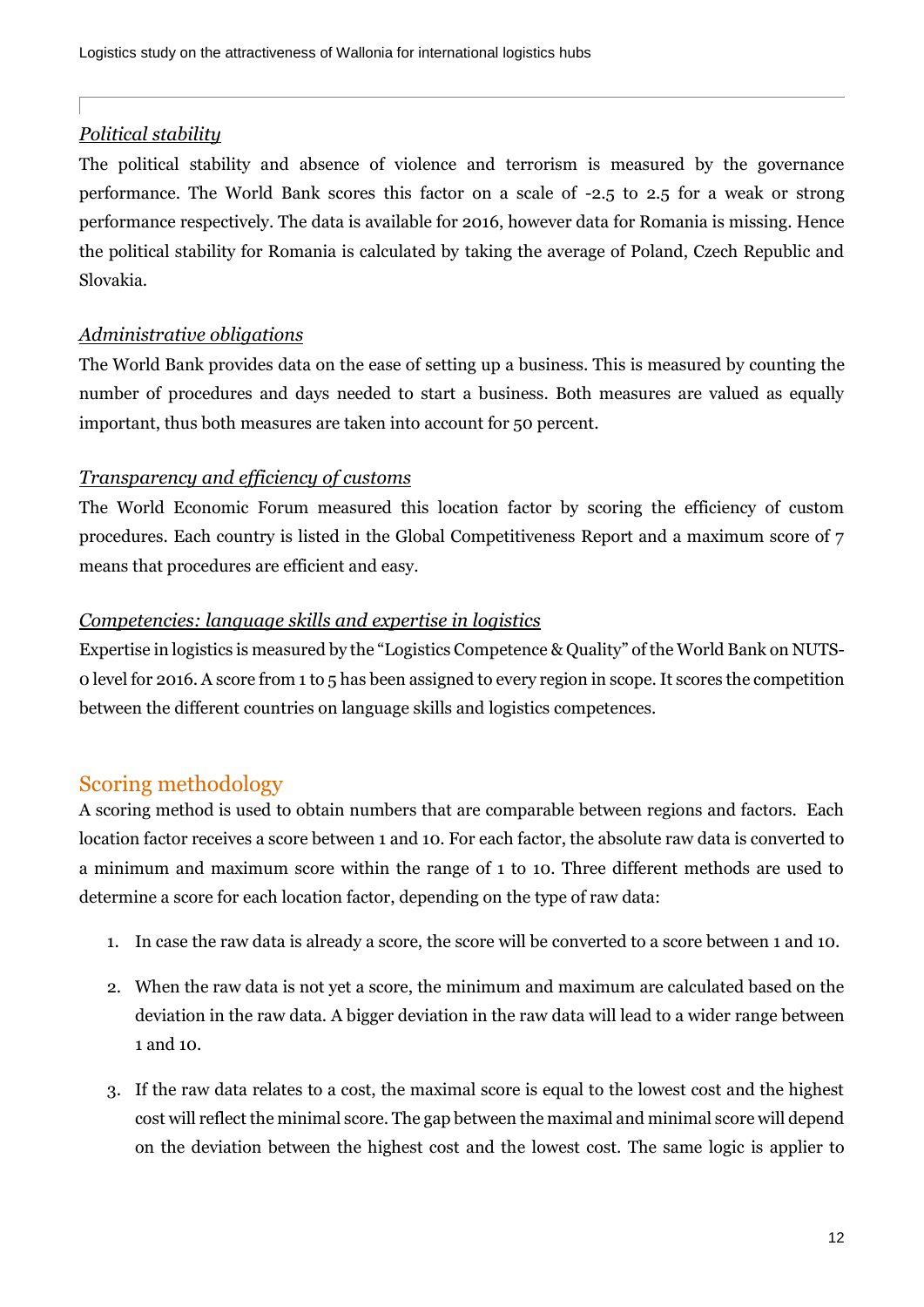*Political stability*

The political stability and absence of violence and terrorism is measured by the governance performance. The World Bank scores this factor on a scale of -2.5 to 2.5 for a weak or strong performance respectively. The data is available for 2016, however data for Romania is missing. Hence the political stability for Romania is calculated by taking the average of Poland, Czech Republic and Slovakia.

*Administrative obligations*

The World Bank provides data on the ease of setting up a business. This is measured by counting the number of procedures and days needed to start a business. Both measures are valued as equally important, thus both measures are taken into account for 50 percent.

*Transparency and efficiency of customs*

The World Economic Forum measured this location factor by scoring the efficiency of custom procedures. Each country is listed in the Global Competitiveness Report and a maximum score of 7 means that procedures are efficient and easy.

*Competencies: language skills and expertise in logistics*

Expertise in logistics is measured by the "Logistics Competence & Quality" of the World Bank on NUTS-0 level for 2016. A score from 1 to 5 has been assigned to every region in scope. It scores the competition between the different countries on language skills and logistics competences.

## Scoring methodology

A scoring method is used to obtain numbers that are comparable between regions and factors. Each location factor receives a score between 1 and 10. For each factor, the absolute raw data is converted to a minimum and maximum score within the range of 1 to 10. Three different methods are used to determine a score for each location factor, depending on the type of raw data:

1. In case the raw data is already a score, the score will be converted to a score between 1 and 10.
2. When the raw data is not yet a score, the minimum and maximum are calculated based on the deviation in the raw data. A bigger deviation in the raw data will lead to a wider range between 1 and 10.
3. If the raw data relates to a cost, the maximal score is equal to the lowest cost and the highest cost will reflect the minimal score. The gap between the maximal and minimal score will depend on the deviation between the highest cost and the lowest cost. The same logic is applier to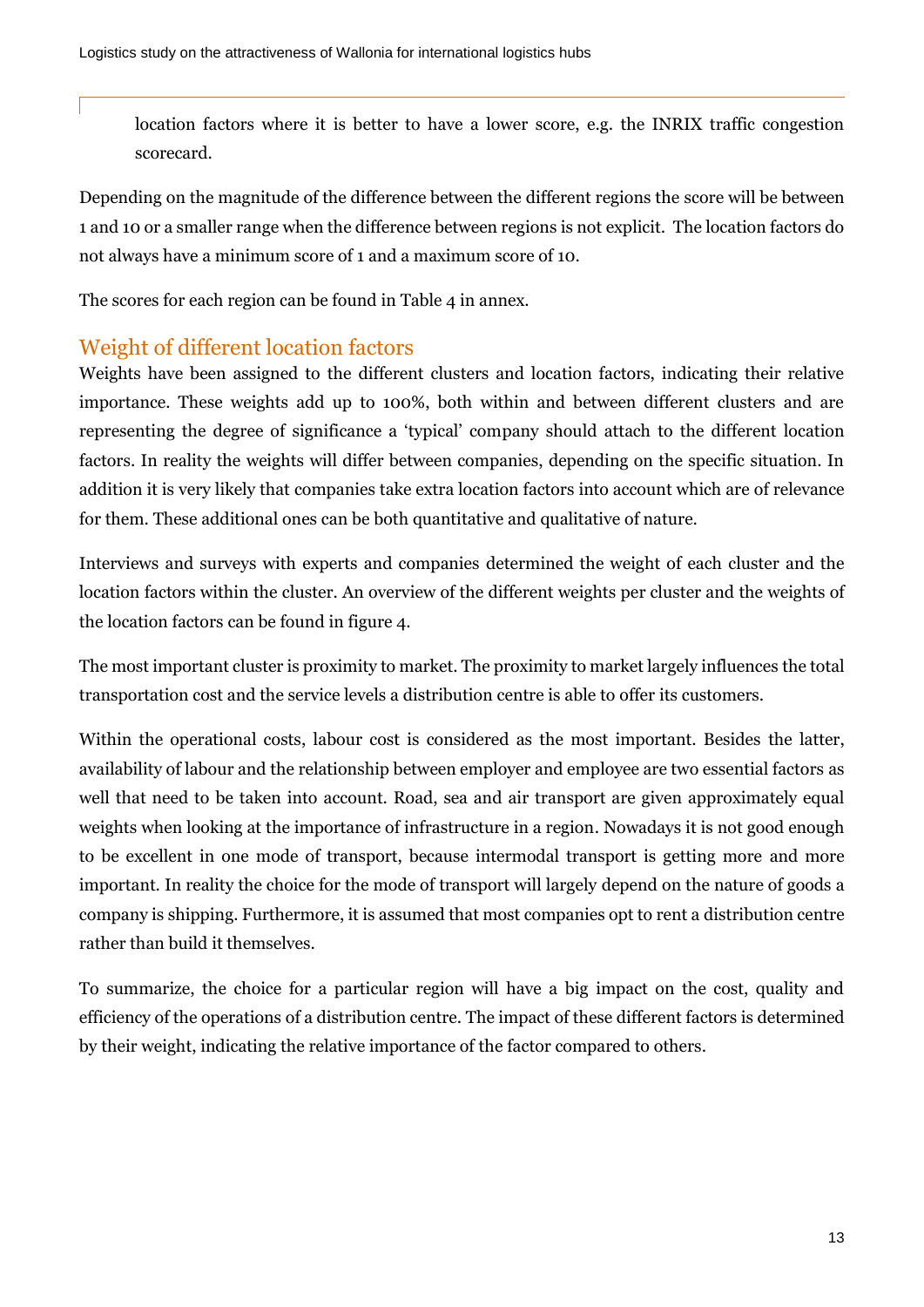location factors where it is better to have a lower score, e.g. the INRIX traffic congestion scorecard.

Depending on the magnitude of the difference between the different regions the score will be between 1 and 10 or a smaller range when the difference between regions is not explicit. The location factors do not always have a minimum score of 1 and a maximum score of 10.

The scores for each region can be found in Table 4 in annex.

## Weight of different location factors

Weights have been assigned to the different clusters and location factors, indicating their relative importance. These weights add up to 100%, both within and between different clusters and are representing the degree of significance a 'typical' company should attach to the different location factors. In reality the weights will differ between companies, depending on the specific situation. In addition it is very likely that companies take extra location factors into account which are of relevance for them. These additional ones can be both quantitative and qualitative of nature.

Interviews and surveys with experts and companies determined the weight of each cluster and the location factors within the cluster. An overview of the different weights per cluster and the weights of the location factors can be found in figure 4.

The most important cluster is proximity to market. The proximity to market largely influences the total transportation cost and the service levels a distribution centre is able to offer its customers.

Within the operational costs, labour cost is considered as the most important. Besides the latter, availability of labour and the relationship between employer and employee are two essential factors as well that need to be taken into account. Road, sea and air transport are given approximately equal weights when looking at the importance of infrastructure in a region. Nowadays it is not good enough to be excellent in one mode of transport, because intermodal transport is getting more and more important. In reality the choice for the mode of transport will largely depend on the nature of goods a company is shipping. Furthermore, it is assumed that most companies opt to rent a distribution centre rather than build it themselves.

To summarize, the choice for a particular region will have a big impact on the cost, quality and efficiency of the operations of a distribution centre. The impact of these different factors is determined by their weight, indicating the relative importance of the factor compared to others.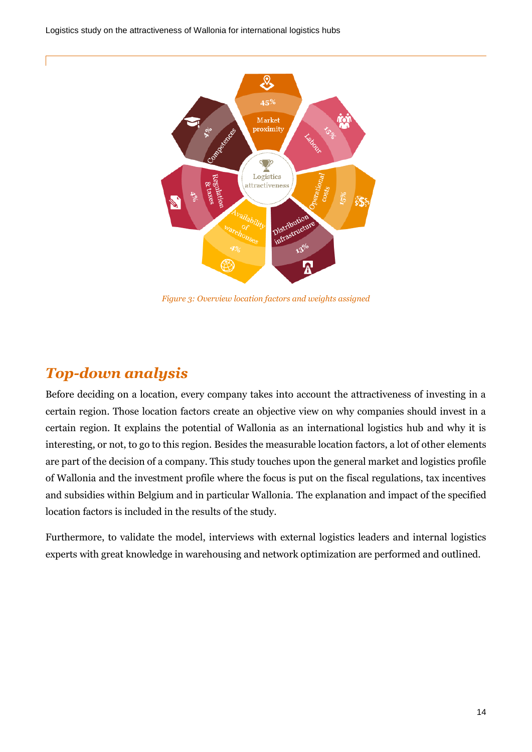*Figure 3: Overview location factors and weights assigned*

## *Top-down analysis*

Before deciding on a location, every company takes into account the attractiveness of investing in a certain region. Those location factors create an objective view on why companies should invest in a certain region. It explains the potential of Wallonia as an international logistics hub and why it is interesting, or not, to go to this region. Besides the measurable location factors, a lot of other elements are part of the decision of a company. This study touches upon the general market and logistics profile of Wallonia and the investment profile where the focus is put on the fiscal regulations, tax incentives and subsidies within Belgium and in particular Wallonia. The explanation and impact of the specified location factors is included in the results of the study.

Furthermore, to validate the model, interviews with external logistics leaders and internal logistics experts with great knowledge in warehousing and network optimization are performed and outlined.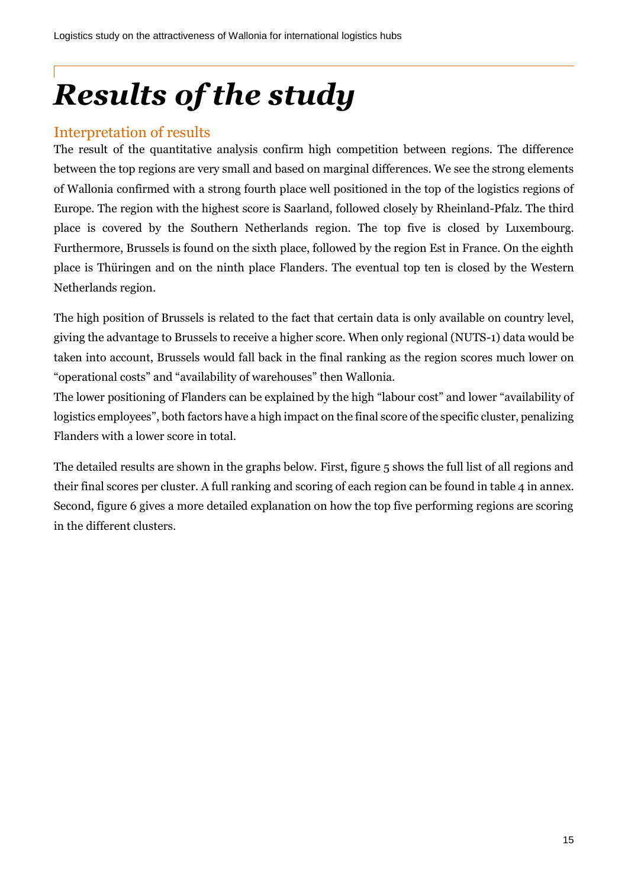# *Results of the study*

## Interpretation of results

The result of the quantitative analysis confirm high competition between regions. The difference between the top regions are very small and based on marginal differences. We see the strong elements of Wallonia confirmed with a strong fourth place well positioned in the top of the logistics regions of Europe. The region with the highest score is Saarland, followed closely by Rheinland-Pfalz. The third place is covered by the Southern Netherlands region. The top five is closed by Luxembourg. Furthermore, Brussels is found on the sixth place, followed by the region Est in France. On the eighth place is Thüringen and on the ninth place Flanders. The eventual top ten is closed by the Western Netherlands region.

The high position of Brussels is related to the fact that certain data is only available on country level, giving the advantage to Brussels to receive a higher score. When only regional (NUTS-1) data would be taken into account, Brussels would fall back in the final ranking as the region scores much lower on "operational costs" and "availability of warehouses" then Wallonia.
The lower positioning of Flanders can be explained by the high "labour cost" and lower "availability of logistics employees", both factors have a high impact on the final score of the specific cluster, penalizing Flanders with a lower score in total.

The detailed results are shown in the graphs below. First, figure 5 shows the full list of all regions and their final scores per cluster. A full ranking and scoring of each region can be found in table 4 in annex. Second, figure 6 gives a more detailed explanation on how the top five performing regions are scoring in the different clusters.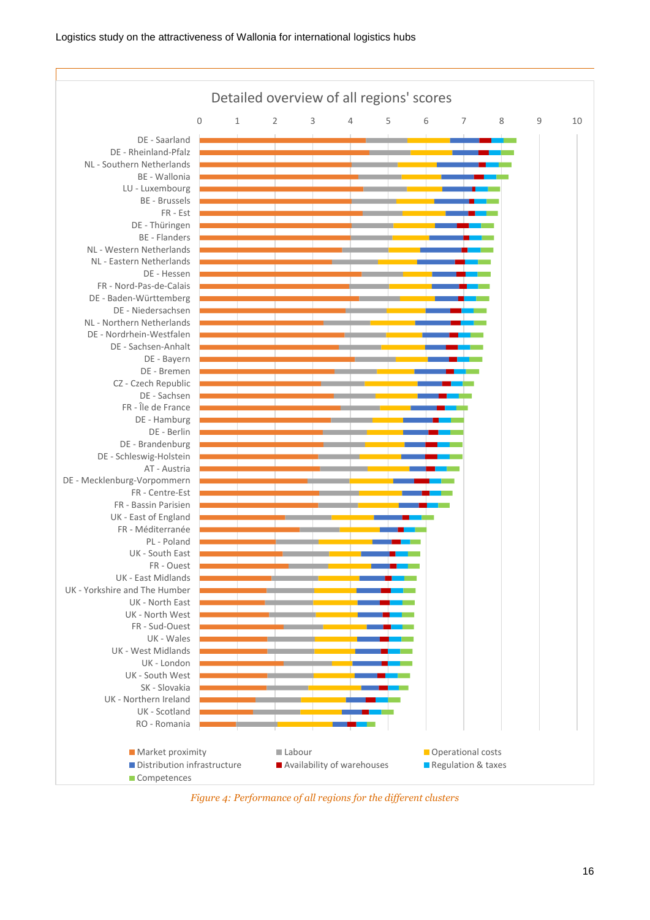**Detailed overview of all regions' scores**

Regions (in order shown): DE - Saarland; DE - Rheinland-Pfalz; NL - Southern Netherlands; BE - Wallonia; LU - Luxembourg; BE - Brussels; FR - Est; DE - Thüringen; BE - Flanders; NL - Western Netherlands; NL - Eastern Netherlands; DE - Hessen; FR - Nord-Pas-de-Calais; DE - Baden-Württemberg; DE - Niedersachsen; NL - Northern Netherlands; DE - Nordrhein-Westfalen; DE - Sachsen-Anhalt; DE - Bayern; DE - Bremen; CZ - Czech Republic; DE - Sachsen; FR - Île de France; DE - Hamburg; DE - Berlin; DE - Brandenburg; DE - Schleswig-Holstein; AT - Austria; DE - Mecklenburg-Vorpommern; FR - Centre-Est; FR - Bassin Parisien; UK - East of England; FR - Méditerranée; PL - Poland; UK - South East; FR - Ouest; UK - East Midlands; UK - Yorkshire and The Humber; UK - North East; UK - North West; FR - Sud-Ouest; UK - Wales; UK - West Midlands; UK - London; UK - South West; SK - Slovakia; UK - Northern Ireland; UK - Scotland; RO - Romania

Scale: 0 to 10

Legend: Market proximity; Labour; Operational costs; Distribution infrastructure; Availability of warehouses; Regulation & taxes; Competences

*Figure 4: Performance of all regions for the different clusters*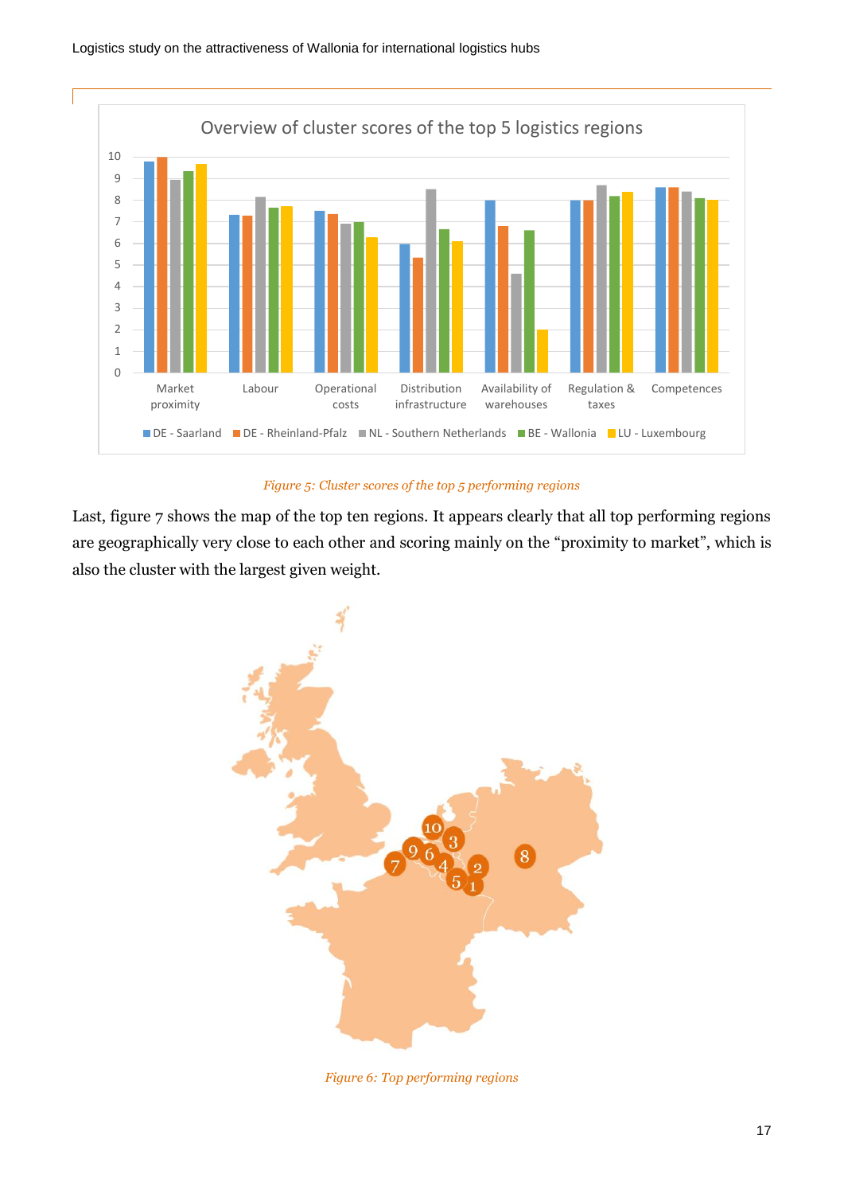*Figure 5: Cluster scores of the top 5 performing regions*

Last, figure 7 shows the map of the top ten regions. It appears clearly that all top performing regions are geographically very close to each other and scoring mainly on the "proximity to market", which is also the cluster with the largest given weight.

*Figure 6: Top performing regions*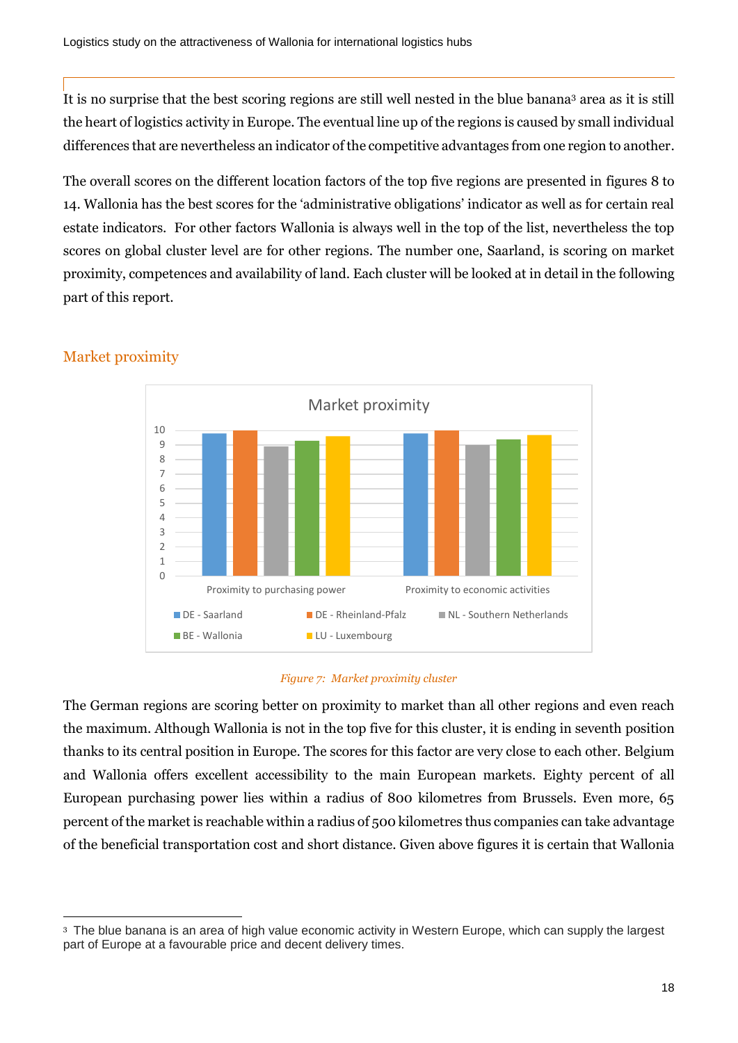It is no surprise that the best scoring regions are still well nested in the blue banana[3] area as it is still the heart of logistics activity in Europe. The eventual line up of the regions is caused by small individual differences that are nevertheless an indicator of the competitive advantages from one region to another.

The overall scores on the different location factors of the top five regions are presented in figures 8 to 14. Wallonia has the best scores for the 'administrative obligations' indicator as well as for certain real estate indicators. For other factors Wallonia is always well in the top of the list, nevertheless the top scores on global cluster level are for other regions. The number one, Saarland, is scoring on market proximity, competences and availability of land. Each cluster will be looked at in detail in the following part of this report.

## Market proximity

*Figure 7: Market proximity cluster*

The German regions are scoring better on proximity to market than all other regions and even reach the maximum. Although Wallonia is not in the top five for this cluster, it is ending in seventh position thanks to its central position in Europe. The scores for this factor are very close to each other. Belgium and Wallonia offers excellent accessibility to the main European markets. Eighty percent of all European purchasing power lies within a radius of 800 kilometres from Brussels. Even more, 65 percent of the market is reachable within a radius of 500 kilometres thus companies can take advantage of the beneficial transportation cost and short distance. Given above figures it is certain that Wallonia

[3] The blue banana is an area of high value economic activity in Western Europe, which can supply the largest part of Europe at a favourable price and decent delivery times.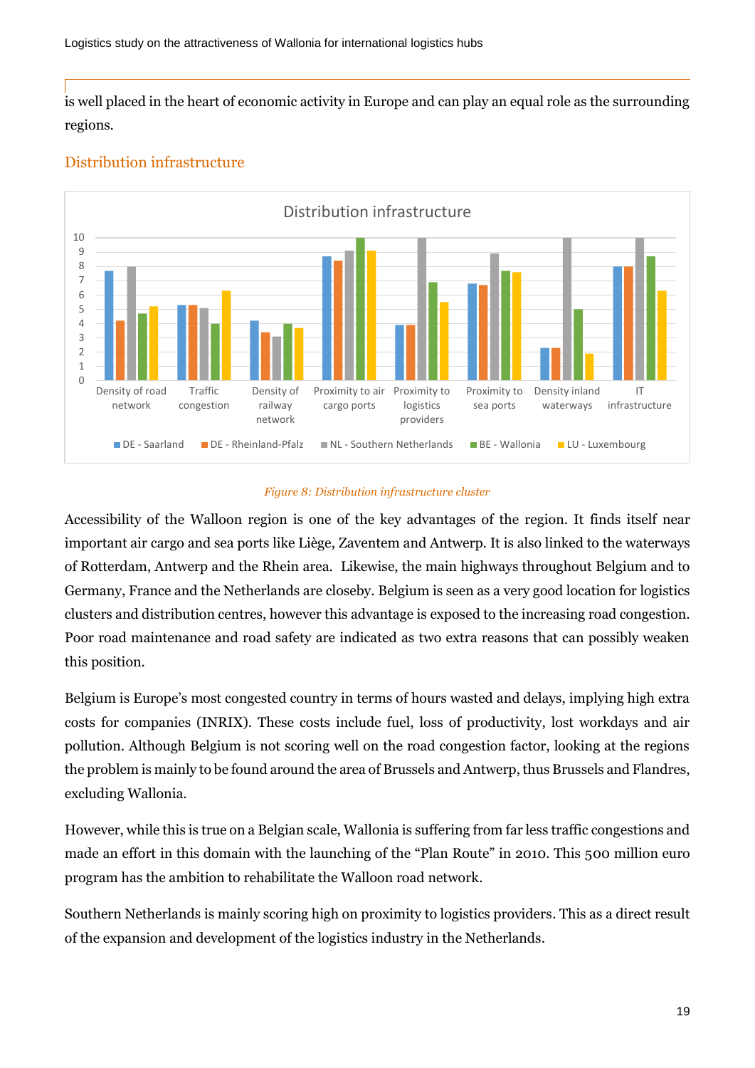is well placed in the heart of economic activity in Europe and can play an equal role as the surrounding regions.

## Distribution infrastructure

*Figure 8: Distribution infrastructure cluster*

Accessibility of the Walloon region is one of the key advantages of the region. It finds itself near important air cargo and sea ports like Liège, Zaventem and Antwerp. It is also linked to the waterways of Rotterdam, Antwerp and the Rhein area. Likewise, the main highways throughout Belgium and to Germany, France and the Netherlands are closeby. Belgium is seen as a very good location for logistics clusters and distribution centres, however this advantage is exposed to the increasing road congestion. Poor road maintenance and road safety are indicated as two extra reasons that can possibly weaken this position.

Belgium is Europe's most congested country in terms of hours wasted and delays, implying high extra costs for companies (INRIX). These costs include fuel, loss of productivity, lost workdays and air pollution. Although Belgium is not scoring well on the road congestion factor, looking at the regions the problem is mainly to be found around the area of Brussels and Antwerp, thus Brussels and Flandres, excluding Wallonia.

However, while this is true on a Belgian scale, Wallonia is suffering from far less traffic congestions and made an effort in this domain with the launching of the "Plan Route" in 2010. This 500 million euro program has the ambition to rehabilitate the Walloon road network.

Southern Netherlands is mainly scoring high on proximity to logistics providers. This as a direct result of the expansion and development of the logistics industry in the Netherlands.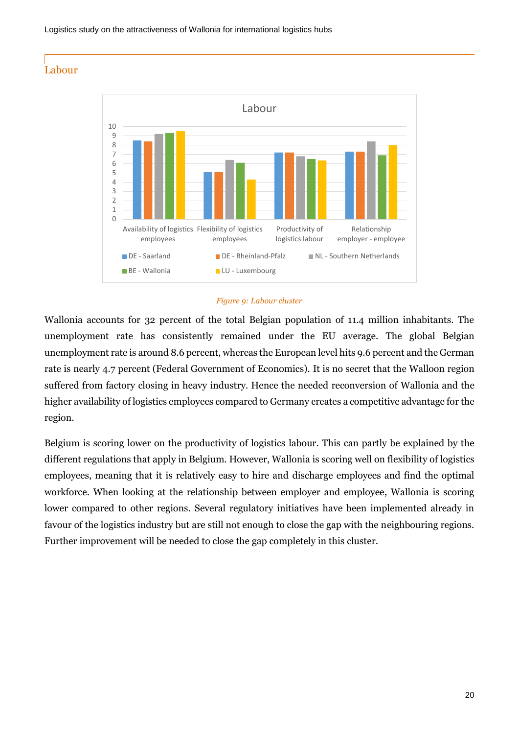## Labour

*Figure 9: Labour cluster*

Wallonia accounts for 32 percent of the total Belgian population of 11.4 million inhabitants. The unemployment rate has consistently remained under the EU average. The global Belgian unemployment rate is around 8.6 percent, whereas the European level hits 9.6 percent and the German rate is nearly 4.7 percent (Federal Government of Economics). It is no secret that the Walloon region suffered from factory closing in heavy industry. Hence the needed reconversion of Wallonia and the higher availability of logistics employees compared to Germany creates a competitive advantage for the region.

Belgium is scoring lower on the productivity of logistics labour. This can partly be explained by the different regulations that apply in Belgium. However, Wallonia is scoring well on flexibility of logistics employees, meaning that it is relatively easy to hire and discharge employees and find the optimal workforce. When looking at the relationship between employer and employee, Wallonia is scoring lower compared to other regions. Several regulatory initiatives have been implemented already in favour of the logistics industry but are still not enough to close the gap with the neighbouring regions. Further improvement will be needed to close the gap completely in this cluster.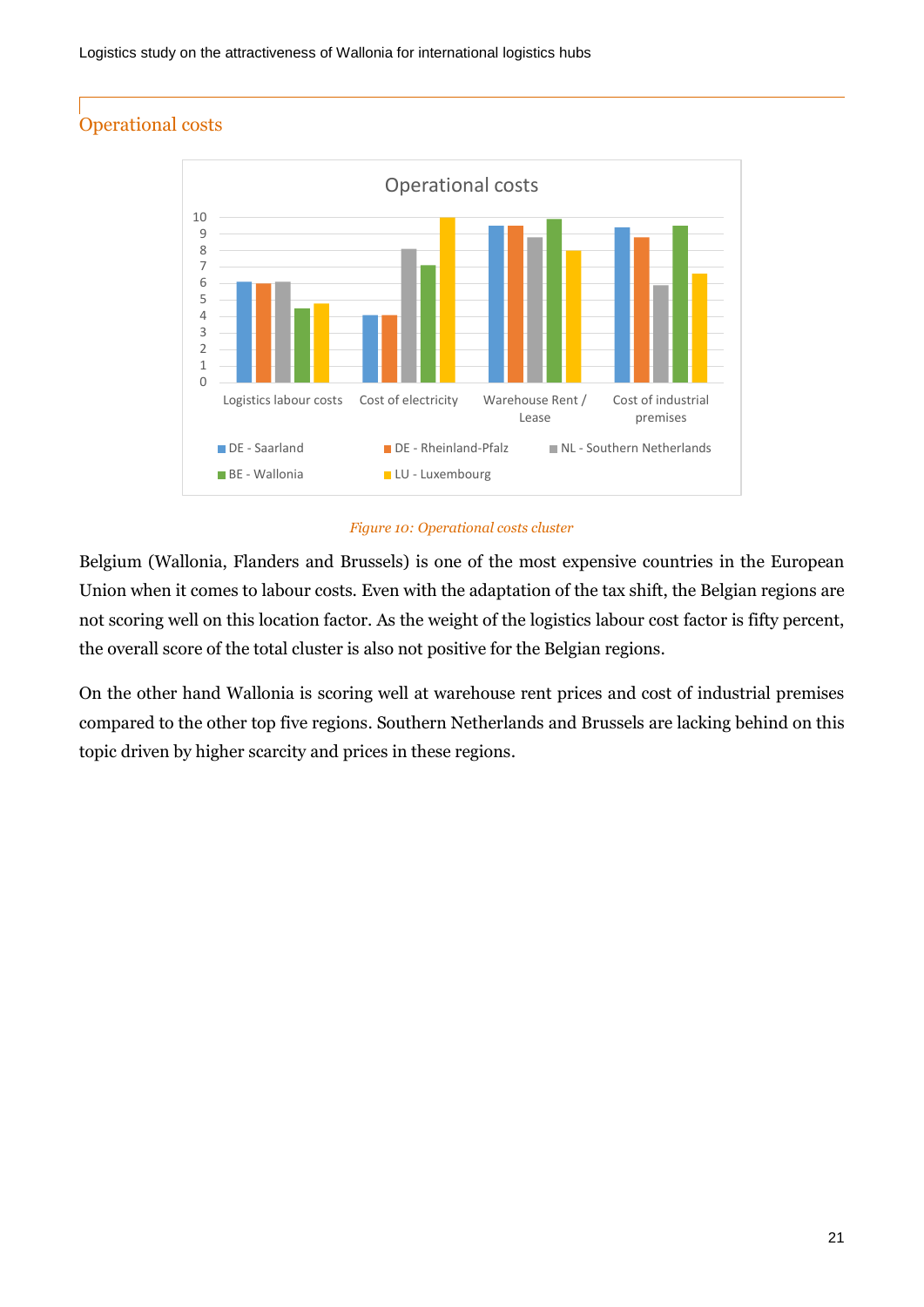## Operational costs

*Figure 10: Operational costs cluster*

Belgium (Wallonia, Flanders and Brussels) is one of the most expensive countries in the European Union when it comes to labour costs. Even with the adaptation of the tax shift, the Belgian regions are not scoring well on this location factor. As the weight of the logistics labour cost factor is fifty percent, the overall score of the total cluster is also not positive for the Belgian regions.

On the other hand Wallonia is scoring well at warehouse rent prices and cost of industrial premises compared to the other top five regions. Southern Netherlands and Brussels are lacking behind on this topic driven by higher scarcity and prices in these regions.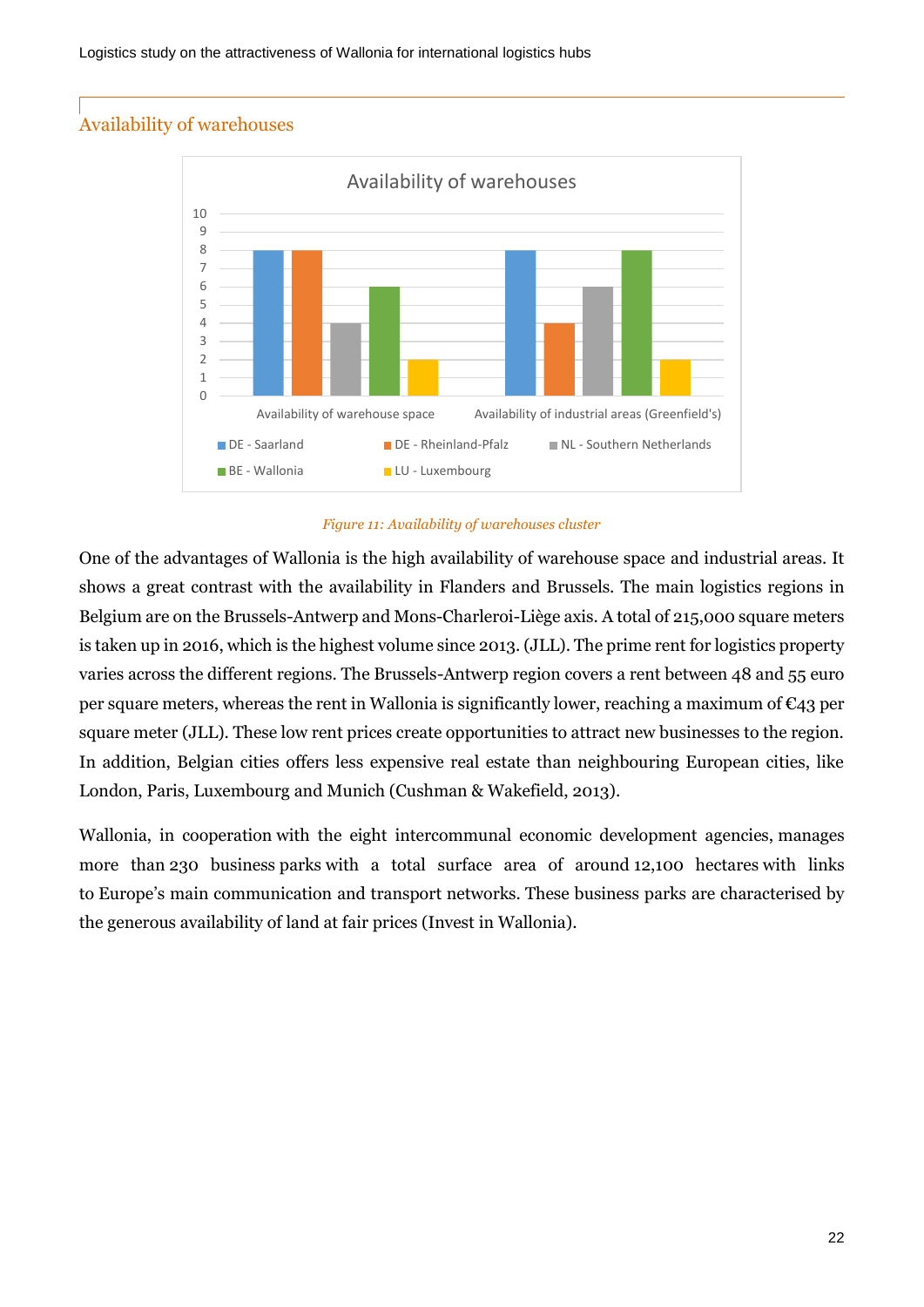## Availability of warehouses

*Figure 11: Availability of warehouses cluster*

One of the advantages of Wallonia is the high availability of warehouse space and industrial areas. It shows a great contrast with the availability in Flanders and Brussels. The main logistics regions in Belgium are on the Brussels-Antwerp and Mons-Charleroi-Liège axis. A total of 215,000 square meters is taken up in 2016, which is the highest volume since 2013. (JLL). The prime rent for logistics property varies across the different regions. The Brussels-Antwerp region covers a rent between 48 and 55 euro per square meters, whereas the rent in Wallonia is significantly lower, reaching a maximum of €43 per square meter (JLL). These low rent prices create opportunities to attract new businesses to the region. In addition, Belgian cities offers less expensive real estate than neighbouring European cities, like London, Paris, Luxembourg and Munich (Cushman & Wakefield, 2013).

Wallonia, in cooperation with the eight intercommunal economic development agencies, manages more than 230 business parks with a total surface area of around 12,100 hectares with links to Europe's main communication and transport networks. These business parks are characterised by the generous availability of land at fair prices (Invest in Wallonia).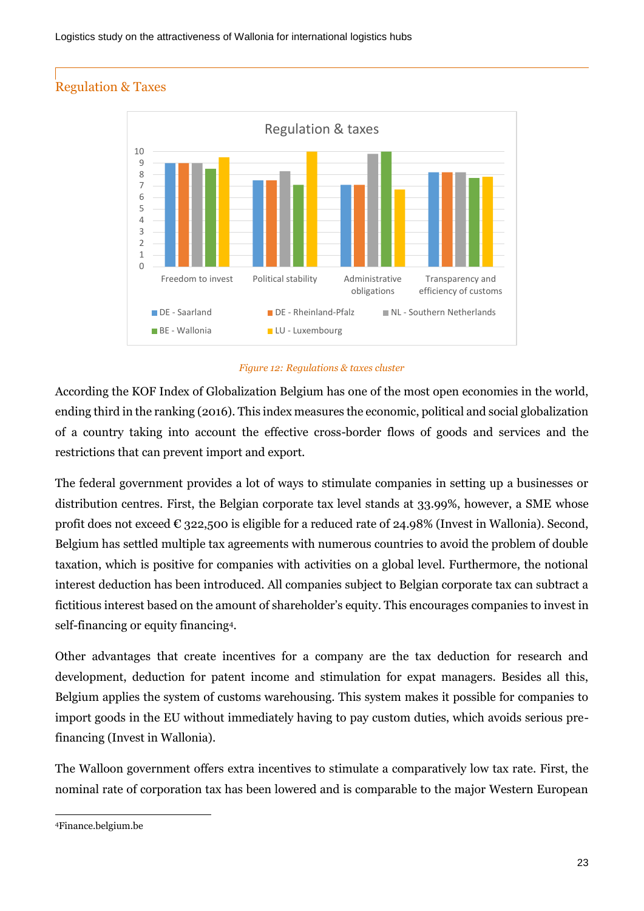## Regulation & Taxes

*Figure 12: Regulations & taxes cluster*

According the KOF Index of Globalization Belgium has one of the most open economies in the world, ending third in the ranking (2016). This index measures the economic, political and social globalization of a country taking into account the effective cross-border flows of goods and services and the restrictions that can prevent import and export.

The federal government provides a lot of ways to stimulate companies in setting up a businesses or distribution centres. First, the Belgian corporate tax level stands at 33.99%, however, a SME whose profit does not exceed € 322,500 is eligible for a reduced rate of 24.98% (Invest in Wallonia). Second, Belgium has settled multiple tax agreements with numerous countries to avoid the problem of double taxation, which is positive for companies with activities on a global level. Furthermore, the notional interest deduction has been introduced. All companies subject to Belgian corporate tax can subtract a fictitious interest based on the amount of shareholder's equity. This encourages companies to invest in self-financing or equity financing[4].

Other advantages that create incentives for a company are the tax deduction for research and development, deduction for patent income and stimulation for expat managers. Besides all this, Belgium applies the system of customs warehousing. This system makes it possible for companies to import goods in the EU without immediately having to pay custom duties, which avoids serious pre-financing (Invest in Wallonia).

The Walloon government offers extra incentives to stimulate a comparatively low tax rate. First, the nominal rate of corporation tax has been lowered and is comparable to the major Western European

[4]Finance.belgium.be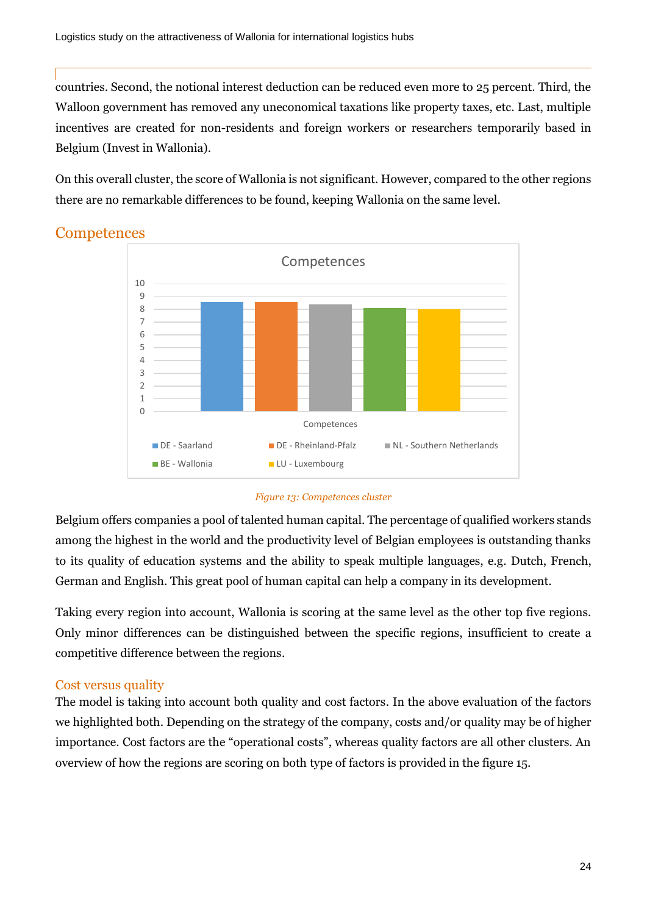countries. Second, the notional interest deduction can be reduced even more to 25 percent. Third, the Walloon government has removed any uneconomical taxations like property taxes, etc. Last, multiple incentives are created for non-residents and foreign workers or researchers temporarily based in Belgium (Invest in Wallonia).

On this overall cluster, the score of Wallonia is not significant. However, compared to the other regions there are no remarkable differences to be found, keeping Wallonia on the same level.

## Competences

*Figure 13: Competences cluster*

Belgium offers companies a pool of talented human capital. The percentage of qualified workers stands among the highest in the world and the productivity level of Belgian employees is outstanding thanks to its quality of education systems and the ability to speak multiple languages, e.g. Dutch, French, German and English. This great pool of human capital can help a company in its development.

Taking every region into account, Wallonia is scoring at the same level as the other top five regions. Only minor differences can be distinguished between the specific regions, insufficient to create a competitive difference between the regions.

### Cost versus quality

The model is taking into account both quality and cost factors. In the above evaluation of the factors we highlighted both. Depending on the strategy of the company, costs and/or quality may be of higher importance. Cost factors are the "operational costs", whereas quality factors are all other clusters. An overview of how the regions are scoring on both type of factors is provided in the figure 15.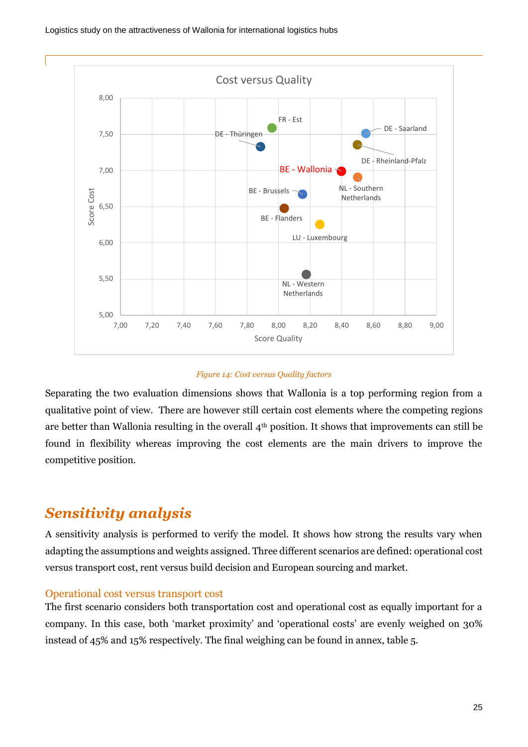*Figure 14: Cost versus Quality factors*

Separating the two evaluation dimensions shows that Wallonia is a top performing region from a qualitative point of view. There are however still certain cost elements where the competing regions are better than Wallonia resulting in the overall 4th position. It shows that improvements can still be found in flexibility whereas improving the cost elements are the main drivers to improve the competitive position.

## Sensitivity analysis

A sensitivity analysis is performed to verify the model. It shows how strong the results vary when adapting the assumptions and weights assigned. Three different scenarios are defined: operational cost versus transport cost, rent versus build decision and European sourcing and market.

### Operational cost versus transport cost

The first scenario considers both transportation cost and operational cost as equally important for a company. In this case, both 'market proximity' and 'operational costs' are evenly weighed on 30% instead of 45% and 15% respectively. The final weighing can be found in annex, table 5.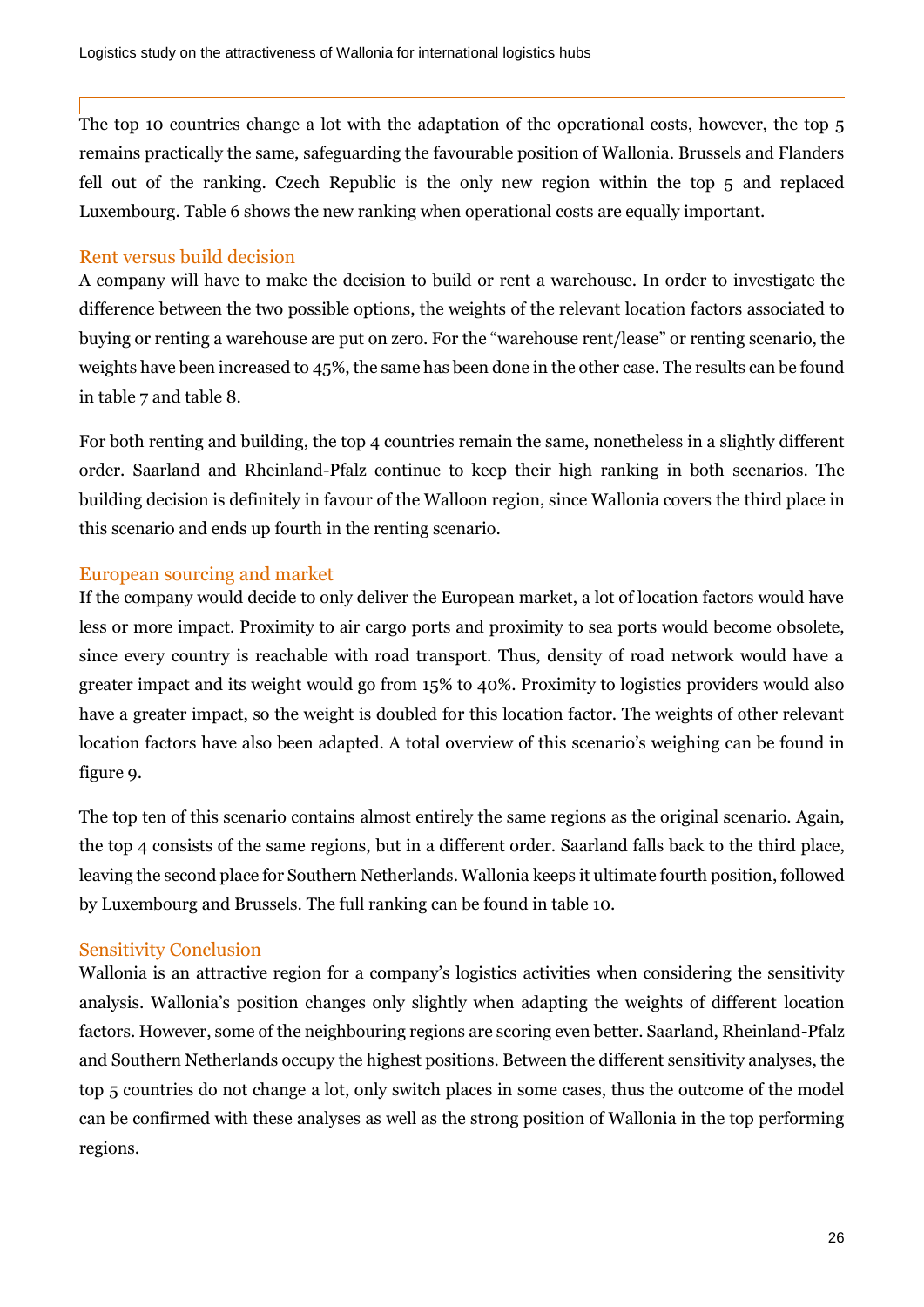The top 10 countries change a lot with the adaptation of the operational costs, however, the top 5 remains practically the same, safeguarding the favourable position of Wallonia. Brussels and Flanders fell out of the ranking. Czech Republic is the only new region within the top 5 and replaced Luxembourg. Table 6 shows the new ranking when operational costs are equally important.

### Rent versus build decision

A company will have to make the decision to build or rent a warehouse. In order to investigate the difference between the two possible options, the weights of the relevant location factors associated to buying or renting a warehouse are put on zero. For the "warehouse rent/lease" or renting scenario, the weights have been increased to 45%, the same has been done in the other case. The results can be found in table 7 and table 8.

For both renting and building, the top 4 countries remain the same, nonetheless in a slightly different order. Saarland and Rheinland-Pfalz continue to keep their high ranking in both scenarios. The building decision is definitely in favour of the Walloon region, since Wallonia covers the third place in this scenario and ends up fourth in the renting scenario.

### European sourcing and market

If the company would decide to only deliver the European market, a lot of location factors would have less or more impact. Proximity to air cargo ports and proximity to sea ports would become obsolete, since every country is reachable with road transport. Thus, density of road network would have a greater impact and its weight would go from 15% to 40%. Proximity to logistics providers would also have a greater impact, so the weight is doubled for this location factor. The weights of other relevant location factors have also been adapted. A total overview of this scenario's weighing can be found in figure 9.

The top ten of this scenario contains almost entirely the same regions as the original scenario. Again, the top 4 consists of the same regions, but in a different order. Saarland falls back to the third place, leaving the second place for Southern Netherlands. Wallonia keeps it ultimate fourth position, followed by Luxembourg and Brussels. The full ranking can be found in table 10.

### Sensitivity Conclusion

Wallonia is an attractive region for a company's logistics activities when considering the sensitivity analysis. Wallonia's position changes only slightly when adapting the weights of different location factors. However, some of the neighbouring regions are scoring even better. Saarland, Rheinland-Pfalz and Southern Netherlands occupy the highest positions. Between the different sensitivity analyses, the top 5 countries do not change a lot, only switch places in some cases, thus the outcome of the model can be confirmed with these analyses as well as the strong position of Wallonia in the top performing regions.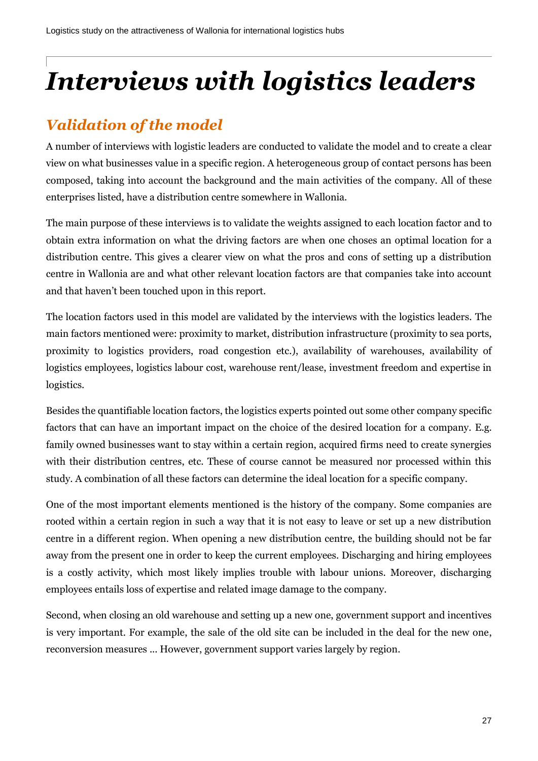# *Interviews with logistics leaders*

## *Validation of the model*

A number of interviews with logistic leaders are conducted to validate the model and to create a clear view on what businesses value in a specific region. A heterogeneous group of contact persons has been composed, taking into account the background and the main activities of the company. All of these enterprises listed, have a distribution centre somewhere in Wallonia.

The main purpose of these interviews is to validate the weights assigned to each location factor and to obtain extra information on what the driving factors are when one choses an optimal location for a distribution centre. This gives a clearer view on what the pros and cons of setting up a distribution centre in Wallonia are and what other relevant location factors are that companies take into account and that haven't been touched upon in this report.

The location factors used in this model are validated by the interviews with the logistics leaders. The main factors mentioned were: proximity to market, distribution infrastructure (proximity to sea ports, proximity to logistics providers, road congestion etc.), availability of warehouses, availability of logistics employees, logistics labour cost, warehouse rent/lease, investment freedom and expertise in logistics.

Besides the quantifiable location factors, the logistics experts pointed out some other company specific factors that can have an important impact on the choice of the desired location for a company. E.g. family owned businesses want to stay within a certain region, acquired firms need to create synergies with their distribution centres, etc. These of course cannot be measured nor processed within this study. A combination of all these factors can determine the ideal location for a specific company.

One of the most important elements mentioned is the history of the company. Some companies are rooted within a certain region in such a way that it is not easy to leave or set up a new distribution centre in a different region. When opening a new distribution centre, the building should not be far away from the present one in order to keep the current employees. Discharging and hiring employees is a costly activity, which most likely implies trouble with labour unions. Moreover, discharging employees entails loss of expertise and related image damage to the company.

Second, when closing an old warehouse and setting up a new one, government support and incentives is very important. For example, the sale of the old site can be included in the deal for the new one, reconversion measures … However, government support varies largely by region.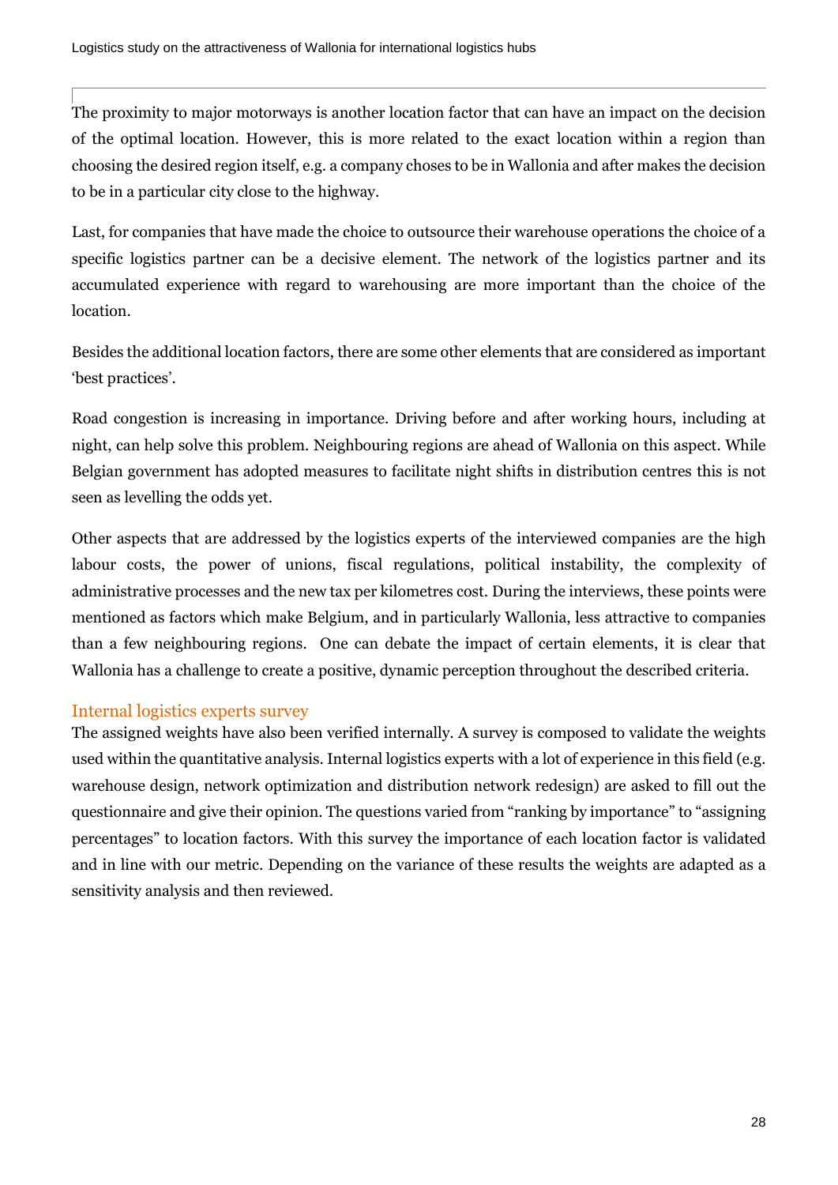The proximity to major motorways is another location factor that can have an impact on the decision of the optimal location. However, this is more related to the exact location within a region than choosing the desired region itself, e.g. a company choses to be in Wallonia and after makes the decision to be in a particular city close to the highway.

Last, for companies that have made the choice to outsource their warehouse operations the choice of a specific logistics partner can be a decisive element. The network of the logistics partner and its accumulated experience with regard to warehousing are more important than the choice of the location.

Besides the additional location factors, there are some other elements that are considered as important 'best practices'.

Road congestion is increasing in importance. Driving before and after working hours, including at night, can help solve this problem. Neighbouring regions are ahead of Wallonia on this aspect. While Belgian government has adopted measures to facilitate night shifts in distribution centres this is not seen as levelling the odds yet.

Other aspects that are addressed by the logistics experts of the interviewed companies are the high labour costs, the power of unions, fiscal regulations, political instability, the complexity of administrative processes and the new tax per kilometres cost. During the interviews, these points were mentioned as factors which make Belgium, and in particularly Wallonia, less attractive to companies than a few neighbouring regions. One can debate the impact of certain elements, it is clear that Wallonia has a challenge to create a positive, dynamic perception throughout the described criteria.

## Internal logistics experts survey

The assigned weights have also been verified internally. A survey is composed to validate the weights used within the quantitative analysis. Internal logistics experts with a lot of experience in this field (e.g. warehouse design, network optimization and distribution network redesign) are asked to fill out the questionnaire and give their opinion. The questions varied from "ranking by importance" to "assigning percentages" to location factors. With this survey the importance of each location factor is validated and in line with our metric. Depending on the variance of these results the weights are adapted as a sensitivity analysis and then reviewed.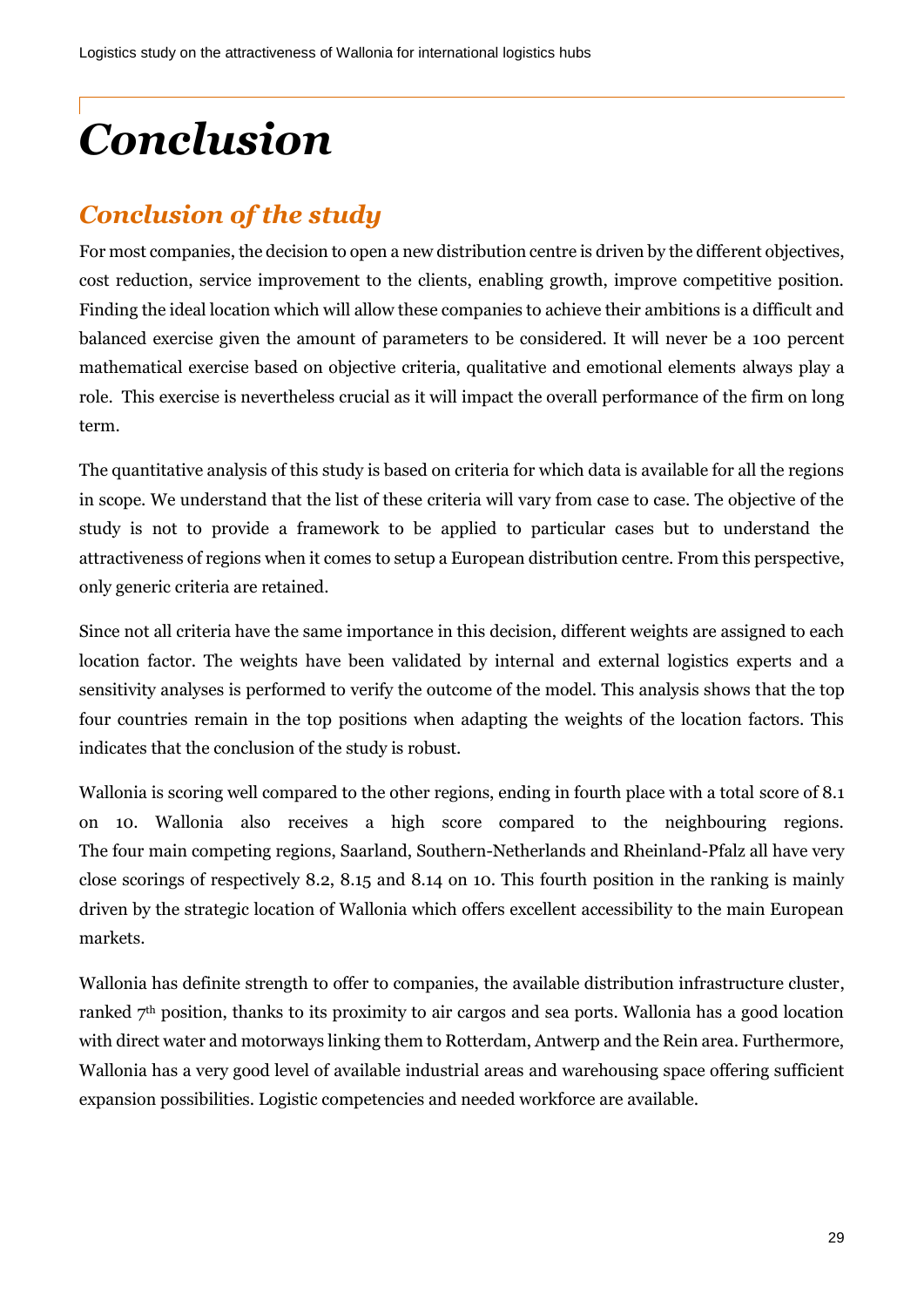# *Conclusion*

## *Conclusion of the study*

For most companies, the decision to open a new distribution centre is driven by the different objectives, cost reduction, service improvement to the clients, enabling growth, improve competitive position. Finding the ideal location which will allow these companies to achieve their ambitions is a difficult and balanced exercise given the amount of parameters to be considered. It will never be a 100 percent mathematical exercise based on objective criteria, qualitative and emotional elements always play a role. This exercise is nevertheless crucial as it will impact the overall performance of the firm on long term.

The quantitative analysis of this study is based on criteria for which data is available for all the regions in scope. We understand that the list of these criteria will vary from case to case. The objective of the study is not to provide a framework to be applied to particular cases but to understand the attractiveness of regions when it comes to setup a European distribution centre. From this perspective, only generic criteria are retained.

Since not all criteria have the same importance in this decision, different weights are assigned to each location factor. The weights have been validated by internal and external logistics experts and a sensitivity analyses is performed to verify the outcome of the model. This analysis shows that the top four countries remain in the top positions when adapting the weights of the location factors. This indicates that the conclusion of the study is robust.

Wallonia is scoring well compared to the other regions, ending in fourth place with a total score of 8.1 on 10. Wallonia also receives a high score compared to the neighbouring regions. The four main competing regions, Saarland, Southern-Netherlands and Rheinland-Pfalz all have very close scorings of respectively 8.2, 8.15 and 8.14 on 10. This fourth position in the ranking is mainly driven by the strategic location of Wallonia which offers excellent accessibility to the main European markets.

Wallonia has definite strength to offer to companies, the available distribution infrastructure cluster, ranked 7th position, thanks to its proximity to air cargos and sea ports. Wallonia has a good location with direct water and motorways linking them to Rotterdam, Antwerp and the Rein area. Furthermore, Wallonia has a very good level of available industrial areas and warehousing space offering sufficient expansion possibilities. Logistic competencies and needed workforce are available.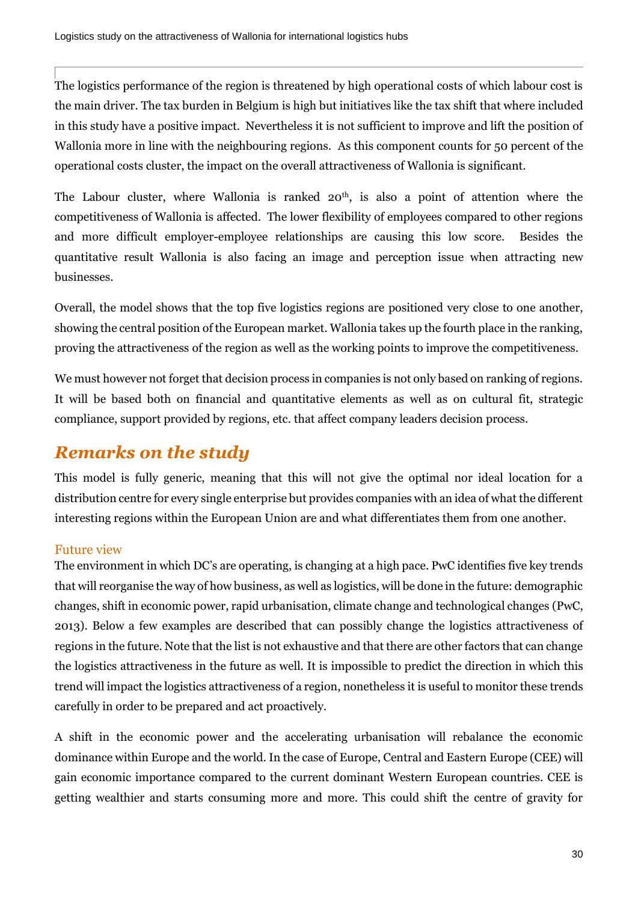The logistics performance of the region is threatened by high operational costs of which labour cost is the main driver. The tax burden in Belgium is high but initiatives like the tax shift that where included in this study have a positive impact. Nevertheless it is not sufficient to improve and lift the position of Wallonia more in line with the neighbouring regions. As this component counts for 50 percent of the operational costs cluster, the impact on the overall attractiveness of Wallonia is significant.

The Labour cluster, where Wallonia is ranked 20th, is also a point of attention where the competitiveness of Wallonia is affected. The lower flexibility of employees compared to other regions and more difficult employer-employee relationships are causing this low score. Besides the quantitative result Wallonia is also facing an image and perception issue when attracting new businesses.

Overall, the model shows that the top five logistics regions are positioned very close to one another, showing the central position of the European market. Wallonia takes up the fourth place in the ranking, proving the attractiveness of the region as well as the working points to improve the competitiveness.

We must however not forget that decision process in companies is not only based on ranking of regions. It will be based both on financial and quantitative elements as well as on cultural fit, strategic compliance, support provided by regions, etc. that affect company leaders decision process.

## *Remarks on the study*

This model is fully generic, meaning that this will not give the optimal nor ideal location for a distribution centre for every single enterprise but provides companies with an idea of what the different interesting regions within the European Union are and what differentiates them from one another.

### Future view

The environment in which DC's are operating, is changing at a high pace. PwC identifies five key trends that will reorganise the way of how business, as well as logistics, will be done in the future: demographic changes, shift in economic power, rapid urbanisation, climate change and technological changes (PwC, 2013). Below a few examples are described that can possibly change the logistics attractiveness of regions in the future. Note that the list is not exhaustive and that there are other factors that can change the logistics attractiveness in the future as well. It is impossible to predict the direction in which this trend will impact the logistics attractiveness of a region, nonetheless it is useful to monitor these trends carefully in order to be prepared and act proactively.

A shift in the economic power and the accelerating urbanisation will rebalance the economic dominance within Europe and the world. In the case of Europe, Central and Eastern Europe (CEE) will gain economic importance compared to the current dominant Western European countries. CEE is getting wealthier and starts consuming more and more. This could shift the centre of gravity for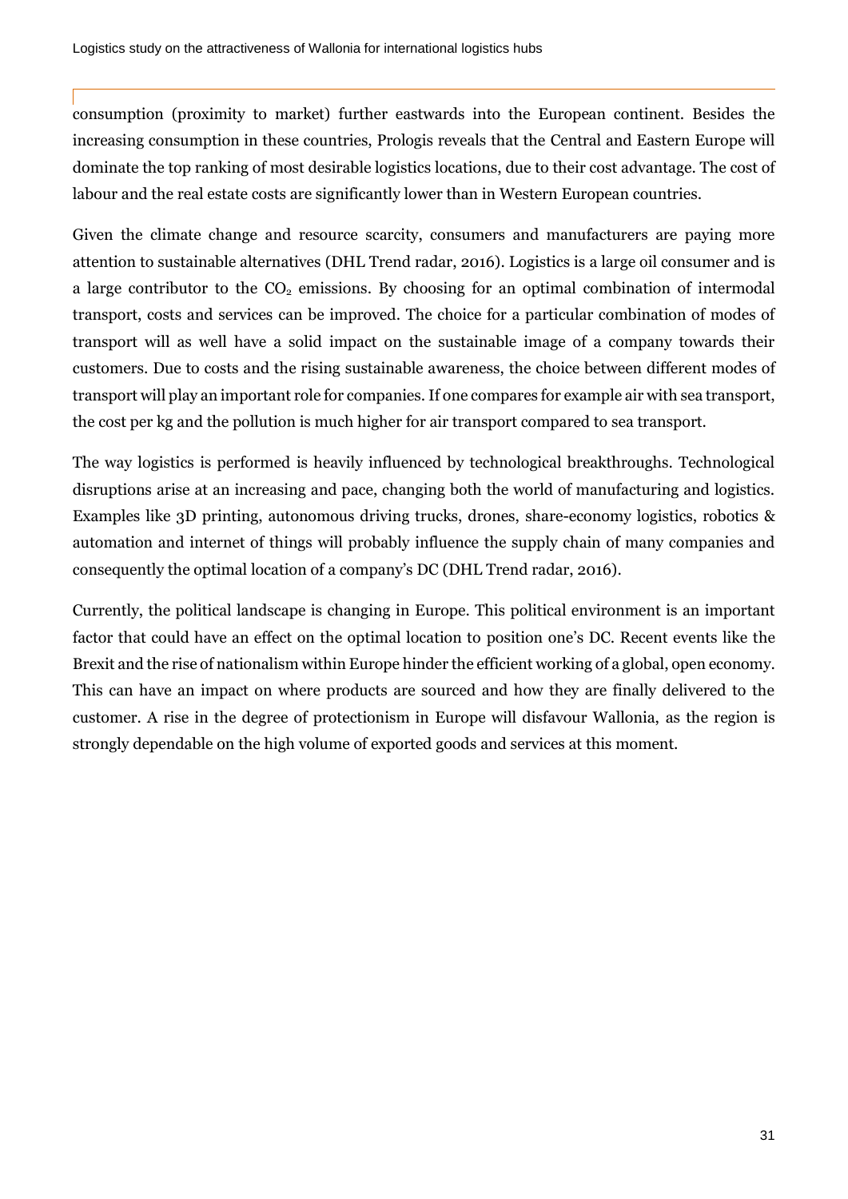consumption (proximity to market) further eastwards into the European continent. Besides the increasing consumption in these countries, Prologis reveals that the Central and Eastern Europe will dominate the top ranking of most desirable logistics locations, due to their cost advantage. The cost of labour and the real estate costs are significantly lower than in Western European countries.

Given the climate change and resource scarcity, consumers and manufacturers are paying more attention to sustainable alternatives (DHL Trend radar, 2016). Logistics is a large oil consumer and is a large contributor to the $CO_2$ emissions. By choosing for an optimal combination of intermodal transport, costs and services can be improved. The choice for a particular combination of modes of transport will as well have a solid impact on the sustainable image of a company towards their customers. Due to costs and the rising sustainable awareness, the choice between different modes of transport will play an important role for companies. If one compares for example air with sea transport, the cost per kg and the pollution is much higher for air transport compared to sea transport.

The way logistics is performed is heavily influenced by technological breakthroughs. Technological disruptions arise at an increasing and pace, changing both the world of manufacturing and logistics. Examples like 3D printing, autonomous driving trucks, drones, share-economy logistics, robotics & automation and internet of things will probably influence the supply chain of many companies and consequently the optimal location of a company's DC (DHL Trend radar, 2016).

Currently, the political landscape is changing in Europe. This political environment is an important factor that could have an effect on the optimal location to position one's DC. Recent events like the Brexit and the rise of nationalism within Europe hinder the efficient working of a global, open economy. This can have an impact on where products are sourced and how they are finally delivered to the customer. A rise in the degree of protectionism in Europe will disfavour Wallonia, as the region is strongly dependable on the high volume of exported goods and services at this moment.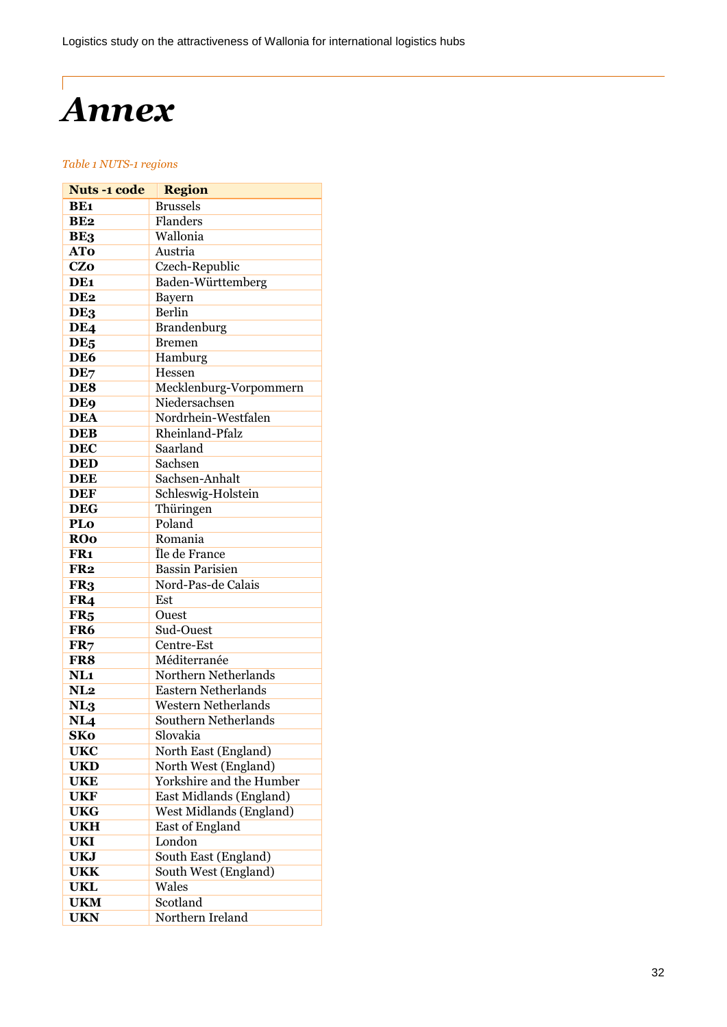# *Annex*

*Table 1 NUTS-1 regions*

| Nuts -1 code | Region |
|---|---|
| **BE1** | Brussels |
| **BE2** | Flanders |
| **BE3** | Wallonia |
| **AT0** | Austria |
| **CZ0** | Czech-Republic |
| **DE1** | Baden-Württemberg |
| **DE2** | Bayern |
| **DE3** | Berlin |
| **DE4** | Brandenburg |
| **DE5** | Bremen |
| **DE6** | Hamburg |
| **DE7** | Hessen |
| **DE8** | Mecklenburg-Vorpommern |
| **DE9** | Niedersachsen |
| **DEA** | Nordrhein-Westfalen |
| **DEB** | Rheinland-Pfalz |
| **DEC** | Saarland |
| **DED** | Sachsen |
| **DEE** | Sachsen-Anhalt |
| **DEF** | Schleswig-Holstein |
| **DEG** | Thüringen |
| **PL0** | Poland |
| **RO0** | Romania |
| **FR1** | Île de France |
| **FR2** | Bassin Parisien |
| **FR3** | Nord-Pas-de Calais |
| **FR4** | Est |
| **FR5** | Ouest |
| **FR6** | Sud-Ouest |
| **FR7** | Centre-Est |
| **FR8** | Méditerranée |
| **NL1** | Northern Netherlands |
| **NL2** | Eastern Netherlands |
| **NL3** | Western Netherlands |
| **NL4** | Southern Netherlands |
| **SK0** | Slovakia |
| **UKC** | North East (England) |
| **UKD** | North West (England) |
| **UKE** | Yorkshire and the Humber |
| **UKF** | East Midlands (England) |
| **UKG** | West Midlands (England) |
| **UKH** | East of England |
| **UKI** | London |
| **UKJ** | South East (England) |
| **UKK** | South West (England) |
| **UKL** | Wales |
| **UKM** | Scotland |
| **UKN** | Northern Ireland |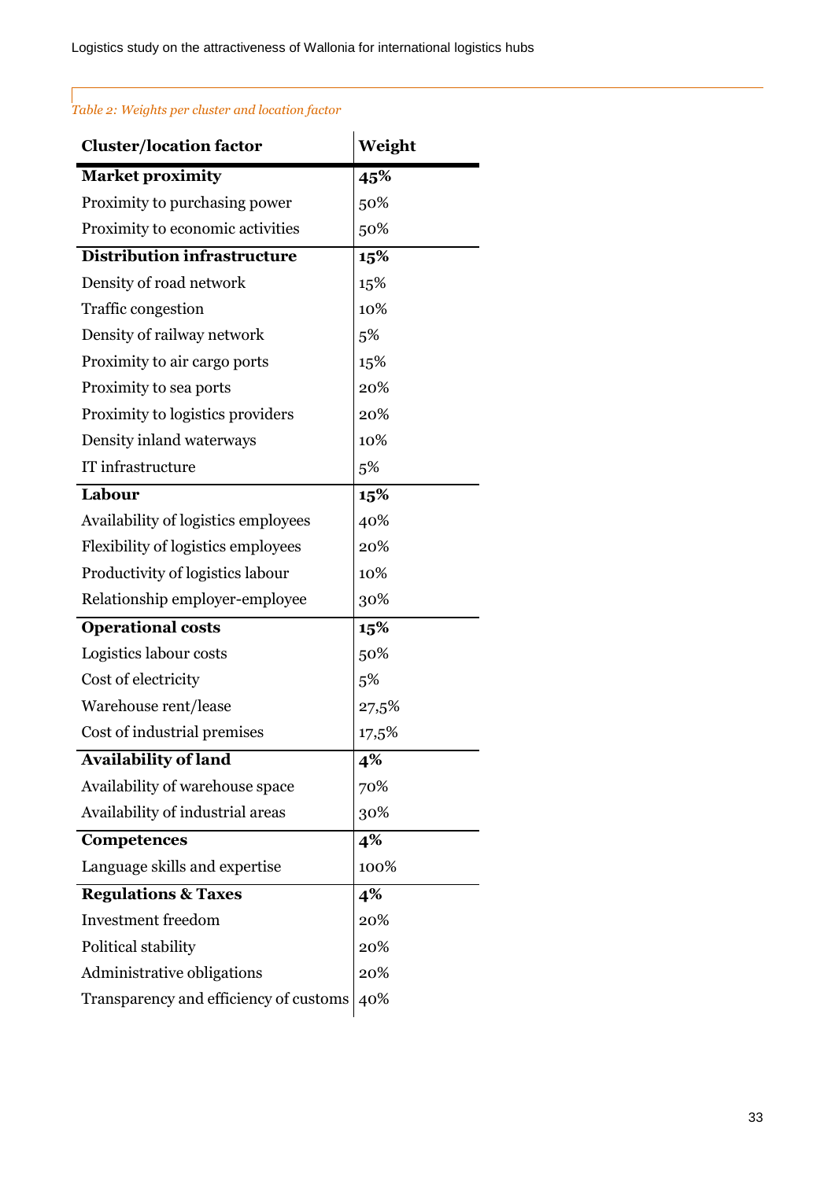*Table 2: Weights per cluster and location factor*

| Cluster/location factor | Weight |
|---|---|
| **Market proximity** | **45%** |
| Proximity to purchasing power | 50% |
| Proximity to economic activities | 50% |
| **Distribution infrastructure** | **15%** |
| Density of road network | 15% |
| Traffic congestion | 10% |
| Density of railway network | 5% |
| Proximity to air cargo ports | 15% |
| Proximity to sea ports | 20% |
| Proximity to logistics providers | 20% |
| Density inland waterways | 10% |
| IT infrastructure | 5% |
| **Labour** | **15%** |
| Availability of logistics employees | 40% |
| Flexibility of logistics employees | 20% |
| Productivity of logistics labour | 10% |
| Relationship employer-employee | 30% |
| **Operational costs** | **15%** |
| Logistics labour costs | 50% |
| Cost of electricity | 5% |
| Warehouse rent/lease | 27,5% |
| Cost of industrial premises | 17,5% |
| **Availability of land** | **4%** |
| Availability of warehouse space | 70% |
| Availability of industrial areas | 30% |
| **Competences** | **4%** |
| Language skills and expertise | 100% |
| **Regulations & Taxes** | **4%** |
| Investment freedom | 20% |
| Political stability | 20% |
| Administrative obligations | 20% |
| Transparency and efficiency of customs | 40% |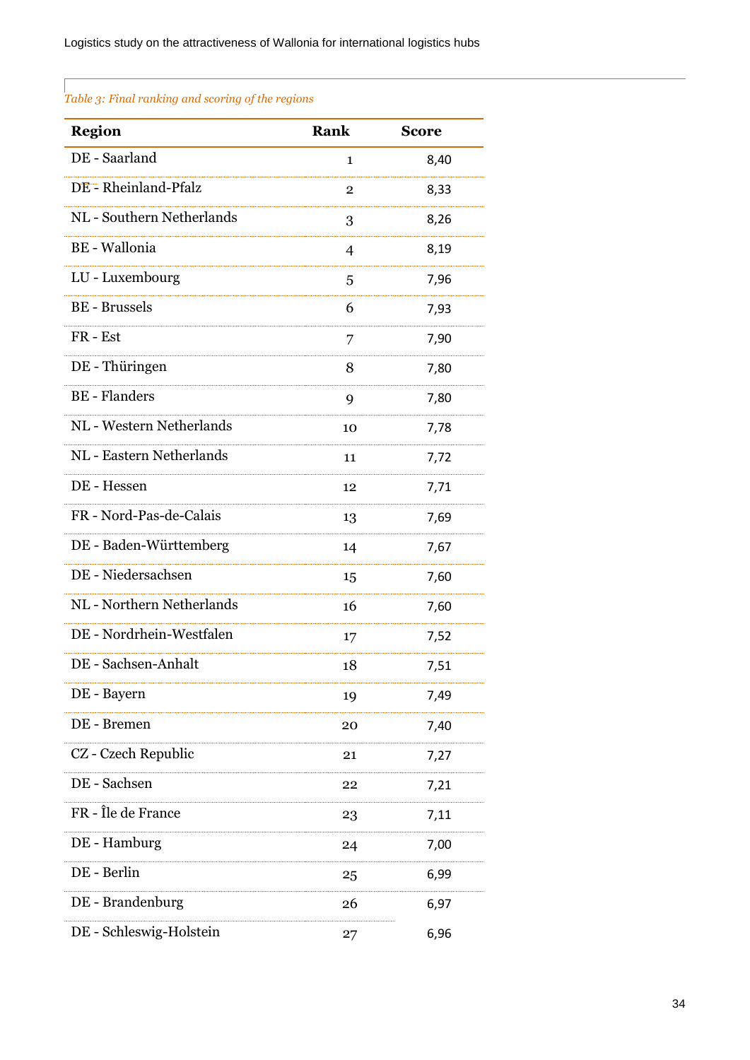*Table 3: Final ranking and scoring of the regions*

| Region | Rank | Score |
|---|---|---|
| DE - Saarland | 1 | 8,40 |
| DE - Rheinland-Pfalz | 2 | 8,33 |
| NL - Southern Netherlands | 3 | 8,26 |
| BE - Wallonia | 4 | 8,19 |
| LU - Luxembourg | 5 | 7,96 |
| BE - Brussels | 6 | 7,93 |
| FR - Est | 7 | 7,90 |
| DE - Thüringen | 8 | 7,80 |
| BE - Flanders | 9 | 7,80 |
| NL - Western Netherlands | 10 | 7,78 |
| NL - Eastern Netherlands | 11 | 7,72 |
| DE - Hessen | 12 | 7,71 |
| FR - Nord-Pas-de-Calais | 13 | 7,69 |
| DE - Baden-Württemberg | 14 | 7,67 |
| DE - Niedersachsen | 15 | 7,60 |
| NL - Northern Netherlands | 16 | 7,60 |
| DE - Nordrhein-Westfalen | 17 | 7,52 |
| DE - Sachsen-Anhalt | 18 | 7,51 |
| DE - Bayern | 19 | 7,49 |
| DE - Bremen | 20 | 7,40 |
| CZ - Czech Republic | 21 | 7,27 |
| DE - Sachsen | 22 | 7,21 |
| FR - Île de France | 23 | 7,11 |
| DE - Hamburg | 24 | 7,00 |
| DE - Berlin | 25 | 6,99 |
| DE - Brandenburg | 26 | 6,97 |
| DE - Schleswig-Holstein | 27 | 6,96 |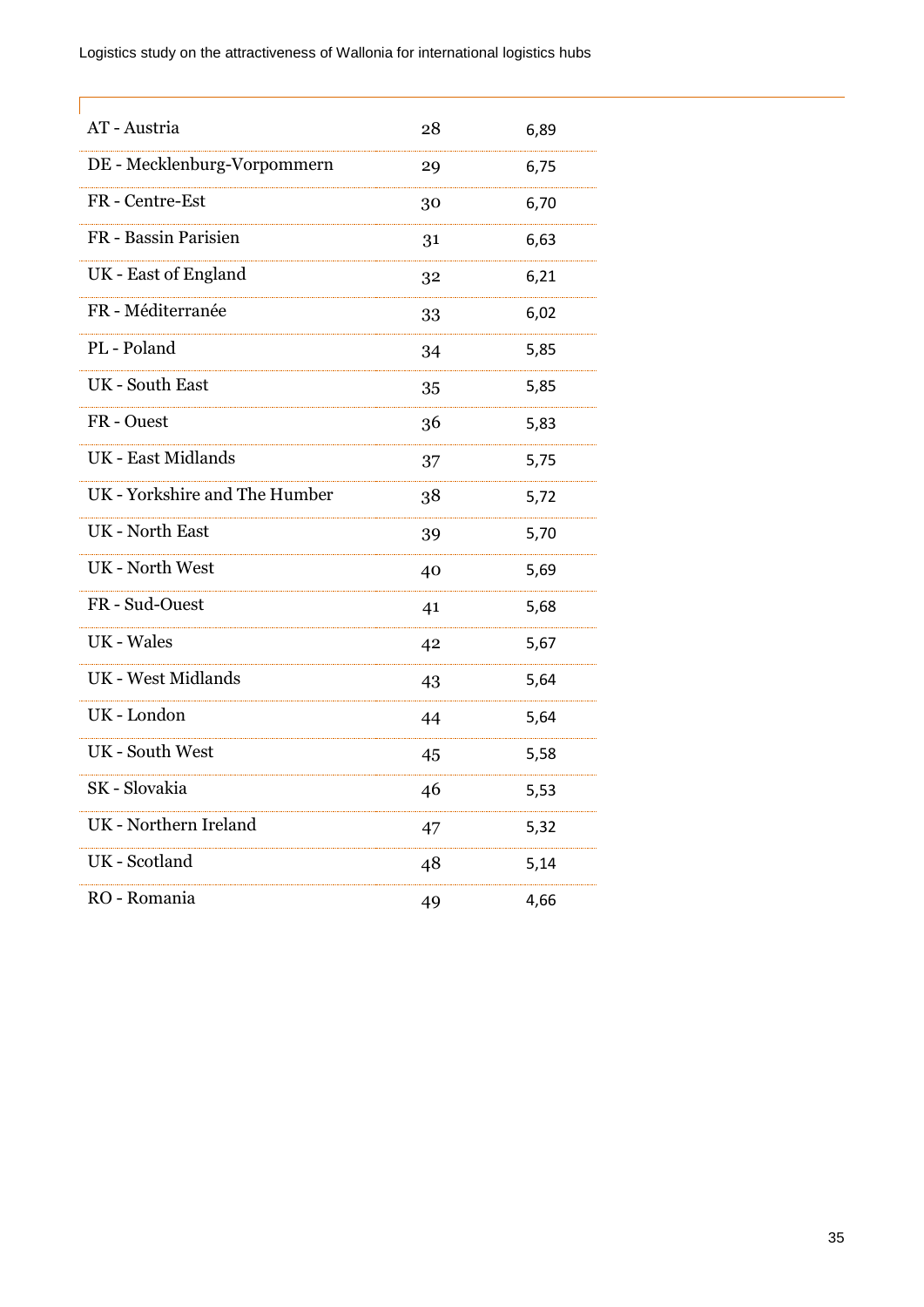| | | |
|---|---|---|
| AT - Austria | 28 | 6,89 |
| DE - Mecklenburg-Vorpommern | 29 | 6,75 |
| FR - Centre-Est | 30 | 6,70 |
| FR - Bassin Parisien | 31 | 6,63 |
| UK - East of England | 32 | 6,21 |
| FR - Méditerranée | 33 | 6,02 |
| PL - Poland | 34 | 5,85 |
| UK - South East | 35 | 5,85 |
| FR - Ouest | 36 | 5,83 |
| UK - East Midlands | 37 | 5,75 |
| UK - Yorkshire and The Humber | 38 | 5,72 |
| UK - North East | 39 | 5,70 |
| UK - North West | 40 | 5,69 |
| FR - Sud-Ouest | 41 | 5,68 |
| UK - Wales | 42 | 5,67 |
| UK - West Midlands | 43 | 5,64 |
| UK - London | 44 | 5,64 |
| UK - South West | 45 | 5,58 |
| SK - Slovakia | 46 | 5,53 |
| UK - Northern Ireland | 47 | 5,32 |
| UK - Scotland | 48 | 5,14 |
| RO - Romania | 49 | 4,66 |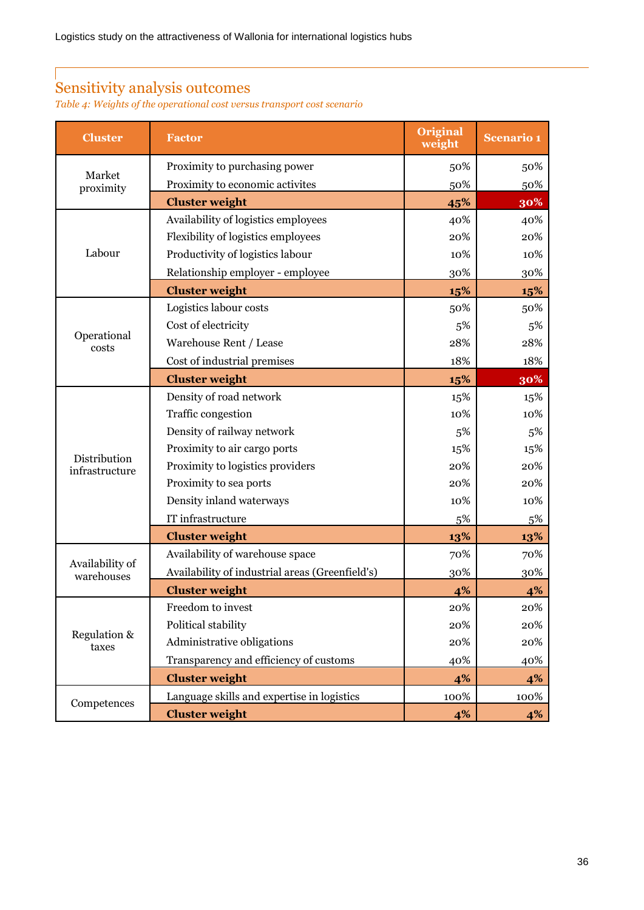## Sensitivity analysis outcomes

*Table 4: Weights of the operational cost versus transport cost scenario*

| Cluster | Factor | Original weight | Scenario 1 |
|---|---|---|---|
| Market proximity | Proximity to purchasing power | 50% | 50% |
| | Proximity to economic activites | 50% | 50% |
| | **Cluster weight** | **45%** | **30%** |
| Labour | Availability of logistics employees | 40% | 40% |
| | Flexibility of logistics employees | 20% | 20% |
| | Productivity of logistics labour | 10% | 10% |
| | Relationship employer - employee | 30% | 30% |
| | **Cluster weight** | **15%** | **15%** |
| Operational costs | Logistics labour costs | 50% | 50% |
| | Cost of electricity | 5% | 5% |
| | Warehouse Rent / Lease | 28% | 28% |
| | Cost of industrial premises | 18% | 18% |
| | **Cluster weight** | **15%** | **30%** |
| Distribution infrastructure | Density of road network | 15% | 15% |
| | Traffic congestion | 10% | 10% |
| | Density of railway network | 5% | 5% |
| | Proximity to air cargo ports | 15% | 15% |
| | Proximity to logistics providers | 20% | 20% |
| | Proximity to sea ports | 20% | 20% |
| | Density inland waterways | 10% | 10% |
| | IT infrastructure | 5% | 5% |
| | **Cluster weight** | **13%** | **13%** |
| Availability of warehouses | Availability of warehouse space | 70% | 70% |
| | Availability of industrial areas (Greenfield's) | 30% | 30% |
| | **Cluster weight** | **4%** | **4%** |
| Regulation & taxes | Freedom to invest | 20% | 20% |
| | Political stability | 20% | 20% |
| | Administrative obligations | 20% | 20% |
| | Transparency and efficiency of customs | 40% | 40% |
| | **Cluster weight** | **4%** | **4%** |
| Competences | Language skills and expertise in logistics | 100% | 100% |
| | **Cluster weight** | **4%** | **4%** |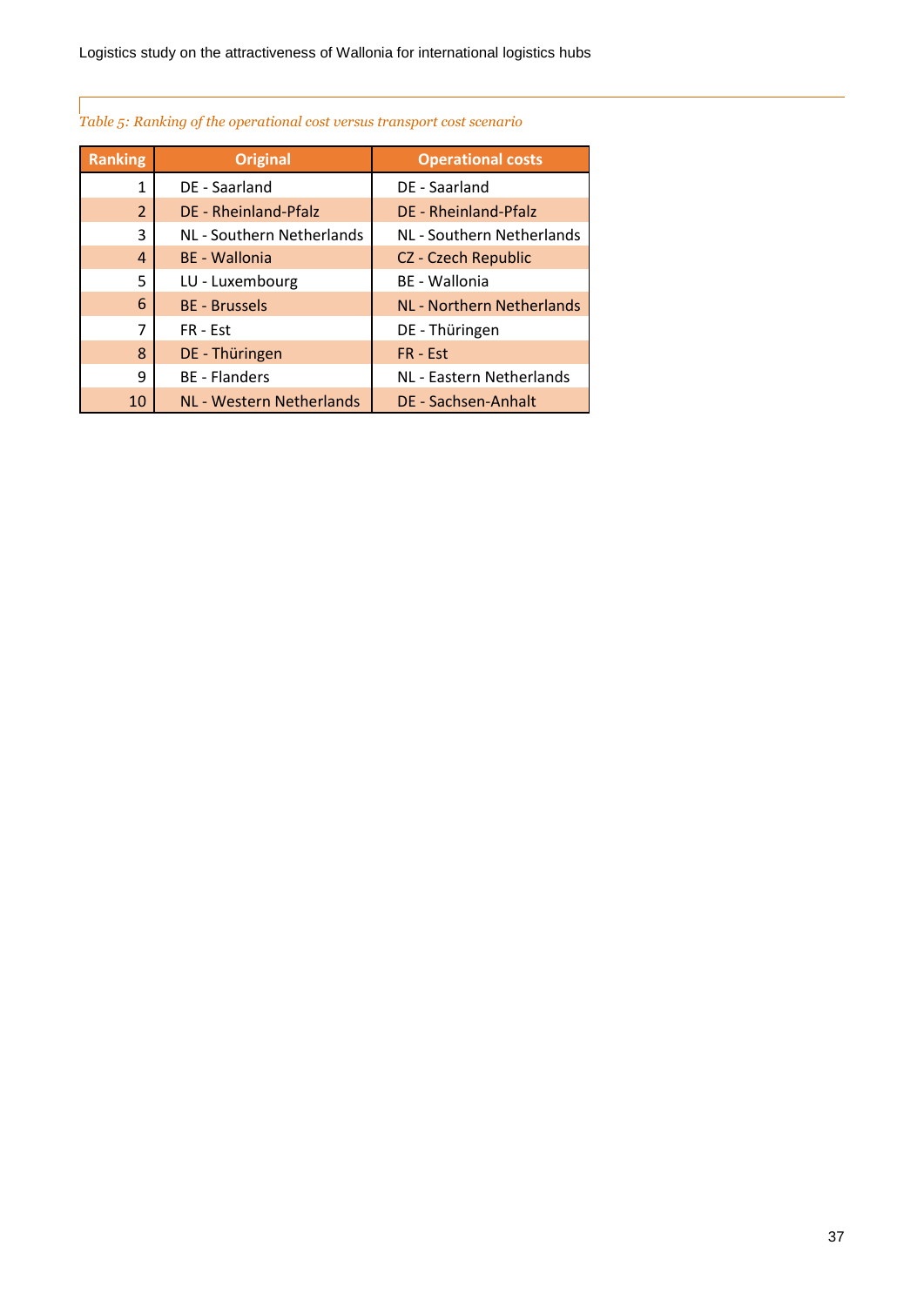*Table 5: Ranking of the operational cost versus transport cost scenario*

| Ranking | Original | Operational costs |
|---|---|---|
| 1 | DE - Saarland | DE - Saarland |
| 2 | DE - Rheinland-Pfalz | DE - Rheinland-Pfalz |
| 3 | NL - Southern Netherlands | NL - Southern Netherlands |
| 4 | BE - Wallonia | CZ - Czech Republic |
| 5 | LU - Luxembourg | BE - Wallonia |
| 6 | BE - Brussels | NL - Northern Netherlands |
| 7 | FR - Est | DE - Thüringen |
| 8 | DE - Thüringen | FR - Est |
| 9 | BE - Flanders | NL - Eastern Netherlands |
| 10 | NL - Western Netherlands | DE - Sachsen-Anhalt |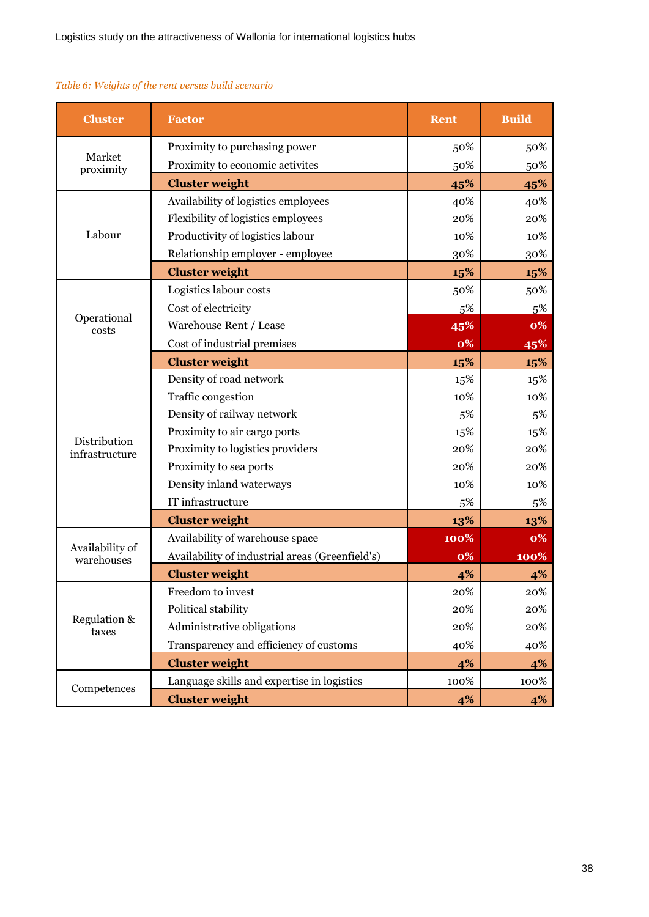*Table 6: Weights of the rent versus build scenario*

| Cluster | Factor | Rent | Build |
|---|---|---|---|
| Market proximity | Proximity to purchasing power | 50% | 50% |
| | Proximity to economic activites | 50% | 50% |
| | **Cluster weight** | **45%** | **45%** |
| Labour | Availability of logistics employees | 40% | 40% |
| | Flexibility of logistics employees | 20% | 20% |
| | Productivity of logistics labour | 10% | 10% |
| | Relationship employer - employee | 30% | 30% |
| | **Cluster weight** | **15%** | **15%** |
| Operational costs | Logistics labour costs | 50% | 50% |
| | Cost of electricity | 5% | 5% |
| | Warehouse Rent / Lease | **45%** | **0%** |
| | Cost of industrial premises | **0%** | **45%** |
| | **Cluster weight** | **15%** | **15%** |
| Distribution infrastructure | Density of road network | 15% | 15% |
| | Traffic congestion | 10% | 10% |
| | Density of railway network | 5% | 5% |
| | Proximity to air cargo ports | 15% | 15% |
| | Proximity to logistics providers | 20% | 20% |
| | Proximity to sea ports | 20% | 20% |
| | Density inland waterways | 10% | 10% |
| | IT infrastructure | 5% | 5% |
| | **Cluster weight** | **13%** | **13%** |
| Availability of warehouses | Availability of warehouse space | **100%** | **0%** |
| | Availability of industrial areas (Greenfield's) | **0%** | **100%** |
| | **Cluster weight** | **4%** | **4%** |
| Regulation & taxes | Freedom to invest | 20% | 20% |
| | Political stability | 20% | 20% |
| | Administrative obligations | 20% | 20% |
| | Transparency and efficiency of customs | 40% | 40% |
| | **Cluster weight** | **4%** | **4%** |
| Competences | Language skills and expertise in logistics | 100% | 100% |
| | **Cluster weight** | **4%** | **4%** |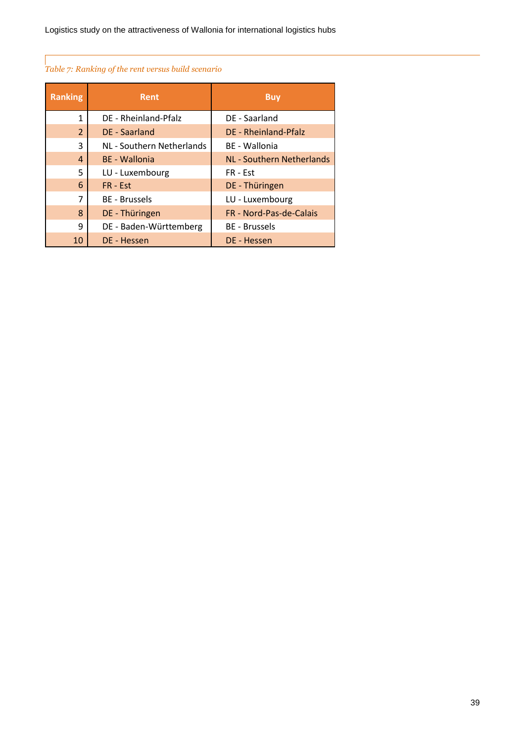*Table 7: Ranking of the rent versus build scenario*

| Ranking | Rent | Buy |
|---|---|---|
| 1 | DE - Rheinland-Pfalz | DE - Saarland |
| 2 | DE - Saarland | DE - Rheinland-Pfalz |
| 3 | NL - Southern Netherlands | BE - Wallonia |
| 4 | BE - Wallonia | NL - Southern Netherlands |
| 5 | LU - Luxembourg | FR - Est |
| 6 | FR - Est | DE - Thüringen |
| 7 | BE - Brussels | LU - Luxembourg |
| 8 | DE - Thüringen | FR - Nord-Pas-de-Calais |
| 9 | DE - Baden-Württemberg | BE - Brussels |
| 10 | DE - Hessen | DE - Hessen |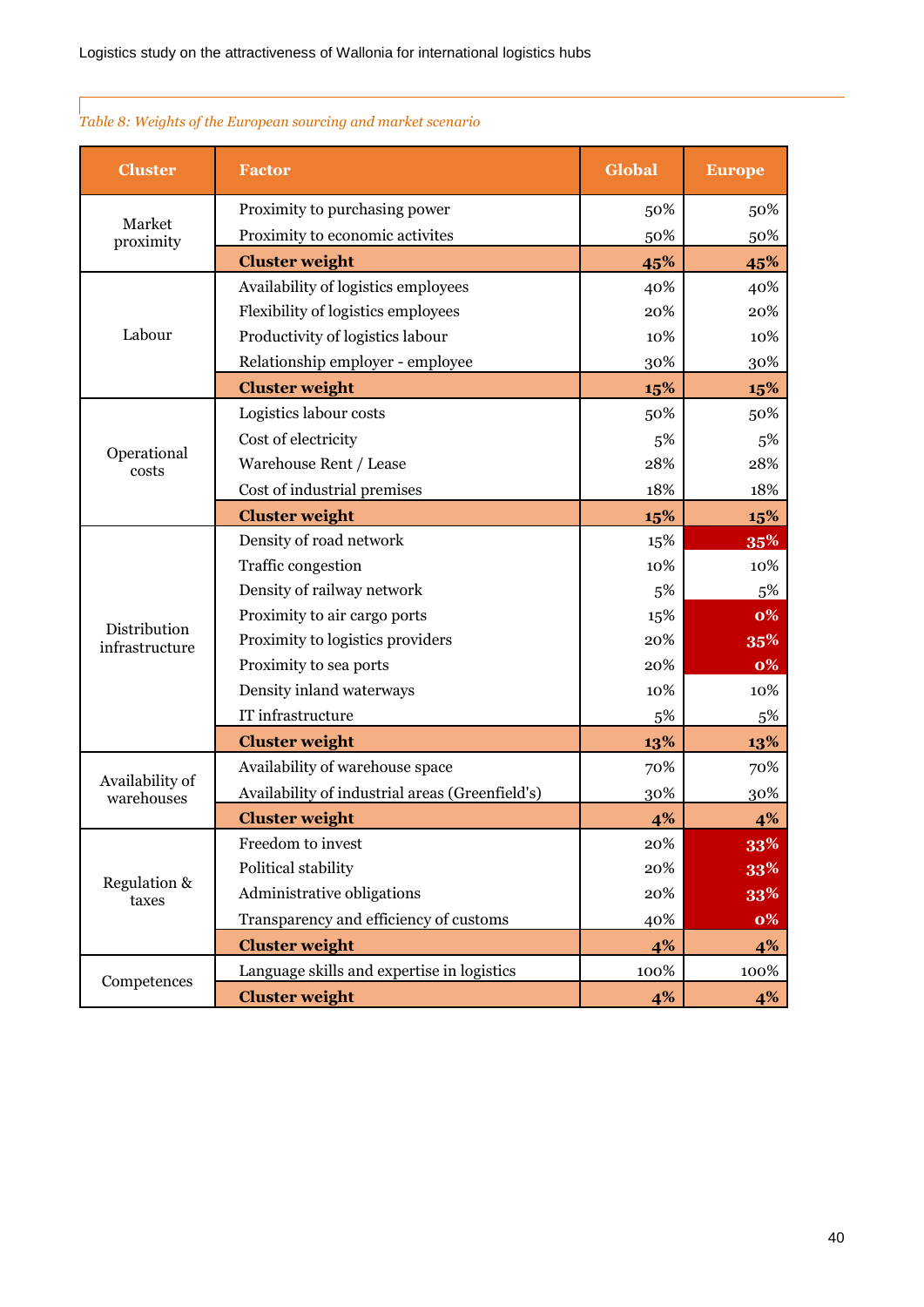*Table 8: Weights of the European sourcing and market scenario*

| Cluster | Factor | Global | Europe |
|---|---|---|---|
| Market proximity | Proximity to purchasing power | 50% | 50% |
| | Proximity to economic activites | 50% | 50% |
| | **Cluster weight** | **45%** | **45%** |
| Labour | Availability of logistics employees | 40% | 40% |
| | Flexibility of logistics employees | 20% | 20% |
| | Productivity of logistics labour | 10% | 10% |
| | Relationship employer - employee | 30% | 30% |
| | **Cluster weight** | **15%** | **15%** |
| Operational costs | Logistics labour costs | 50% | 50% |
| | Cost of electricity | 5% | 5% |
| | Warehouse Rent / Lease | 28% | 28% |
| | Cost of industrial premises | 18% | 18% |
| | **Cluster weight** | **15%** | **15%** |
| Distribution infrastructure | Density of road network | 15% | **35%** |
| | Traffic congestion | 10% | 10% |
| | Density of railway network | 5% | 5% |
| | Proximity to air cargo ports | 15% | **0%** |
| | Proximity to logistics providers | 20% | **35%** |
| | Proximity to sea ports | 20% | **0%** |
| | Density inland waterways | 10% | 10% |
| | IT infrastructure | 5% | 5% |
| | **Cluster weight** | **13%** | **13%** |
| Availability of warehouses | Availability of warehouse space | 70% | 70% |
| | Availability of industrial areas (Greenfield's) | 30% | 30% |
| | **Cluster weight** | **4%** | **4%** |
| Regulation & taxes | Freedom to invest | 20% | **33%** |
| | Political stability | 20% | **33%** |
| | Administrative obligations | 20% | **33%** |
| | Transparency and efficiency of customs | 40% | **0%** |
| | **Cluster weight** | **4%** | **4%** |
| Competences | Language skills and expertise in logistics | 100% | 100% |
| | **Cluster weight** | **4%** | **4%** |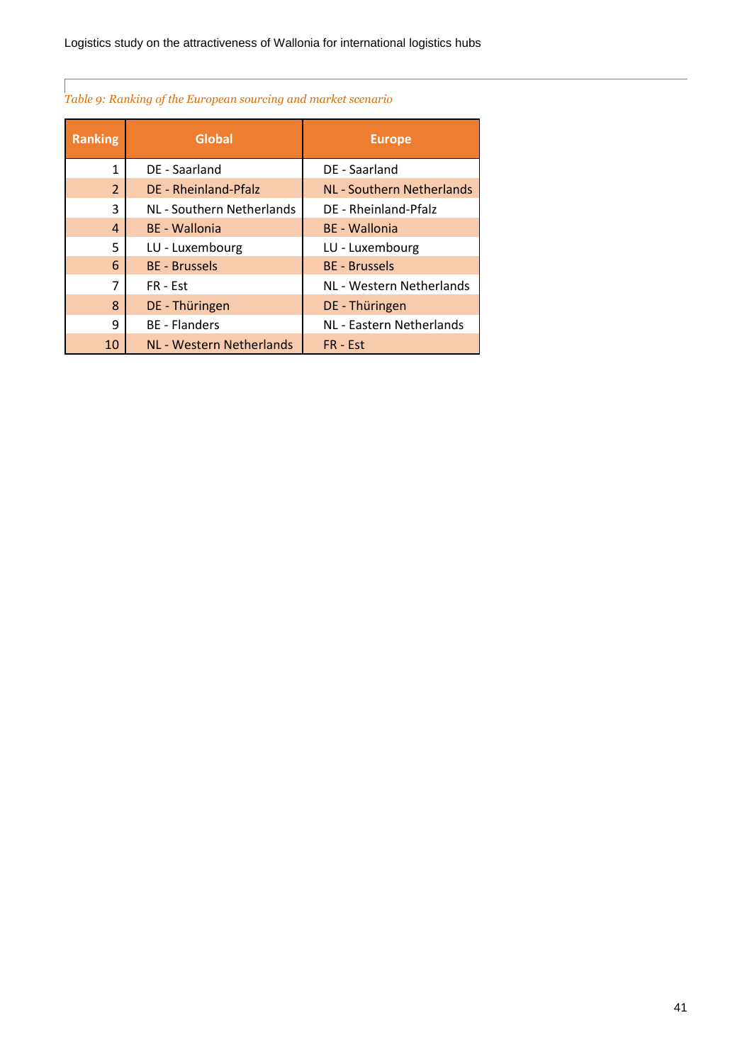*Table 9: Ranking of the European sourcing and market scenario*

| Ranking | Global | Europe |
|---|---|---|
| 1 | DE - Saarland | DE - Saarland |
| 2 | DE - Rheinland-Pfalz | NL - Southern Netherlands |
| 3 | NL - Southern Netherlands | DE - Rheinland-Pfalz |
| 4 | BE - Wallonia | BE - Wallonia |
| 5 | LU - Luxembourg | LU - Luxembourg |
| 6 | BE - Brussels | BE - Brussels |
| 7 | FR - Est | NL - Western Netherlands |
| 8 | DE - Thüringen | DE - Thüringen |
| 9 | BE - Flanders | NL - Eastern Netherlands |
| 10 | NL - Western Netherlands | FR - Est |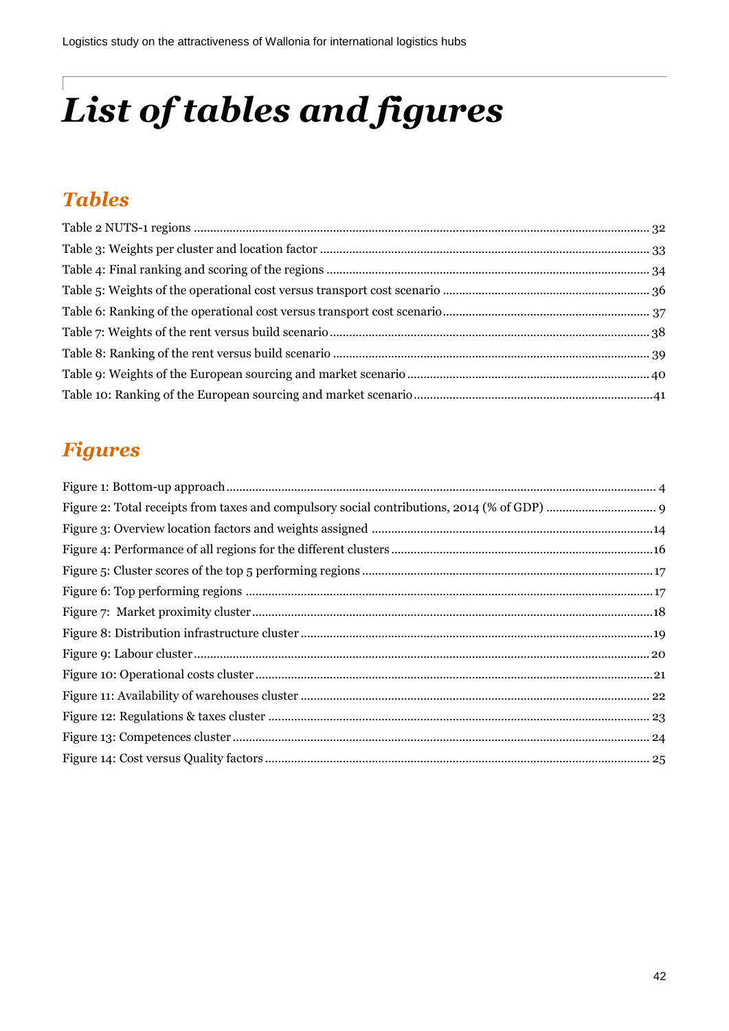# List of tables and figures

## Tables

Table 2 NUTS-1 regions ........................................................................................................................................ 32
Table 3: Weights per cluster and location factor ................................................................................................. 33
Table 4: Final ranking and scoring of the regions ................................................................................................ 34
Table 5: Weights of the operational cost versus transport cost scenario ............................................................ 36
Table 6: Ranking of the operational cost versus transport cost scenario............................................................. 37
Table 7: Weights of the rent versus build scenario................................................................................................ 38
Table 8: Ranking of the rent versus build scenario .............................................................................................. 39
Table 9: Weights of the European sourcing and market scenario ........................................................................ 40
Table 10: Ranking of the European sourcing and market scenario .......................................................................41

## Figures

Figure 1: Bottom-up approach.................................................................................................................................. 4
Figure 2: Total receipts from taxes and compulsory social contributions, 2014 (% of GDP) ................................. 9
Figure 3: Overview location factors and weights assigned ...................................................................................14
Figure 4: Performance of all regions for the different clusters..............................................................................16
Figure 5: Cluster scores of the top 5 performing regions .......................................................................................17
Figure 6: Top performing regions ...........................................................................................................................17
Figure 7: Market proximity cluster..........................................................................................................................18
Figure 8: Distribution infrastructure cluster ...........................................................................................................19
Figure 9: Labour cluster .......................................................................................................................................... 20
Figure 10: Operational costs cluster........................................................................................................................21
Figure 11: Availability of warehouses cluster .......................................................................................................... 22
Figure 12: Regulations & taxes cluster .................................................................................................................... 23
Figure 13: Competences cluster............................................................................................................................... 24
Figure 14: Cost versus Quality factors .................................................................................................................... 25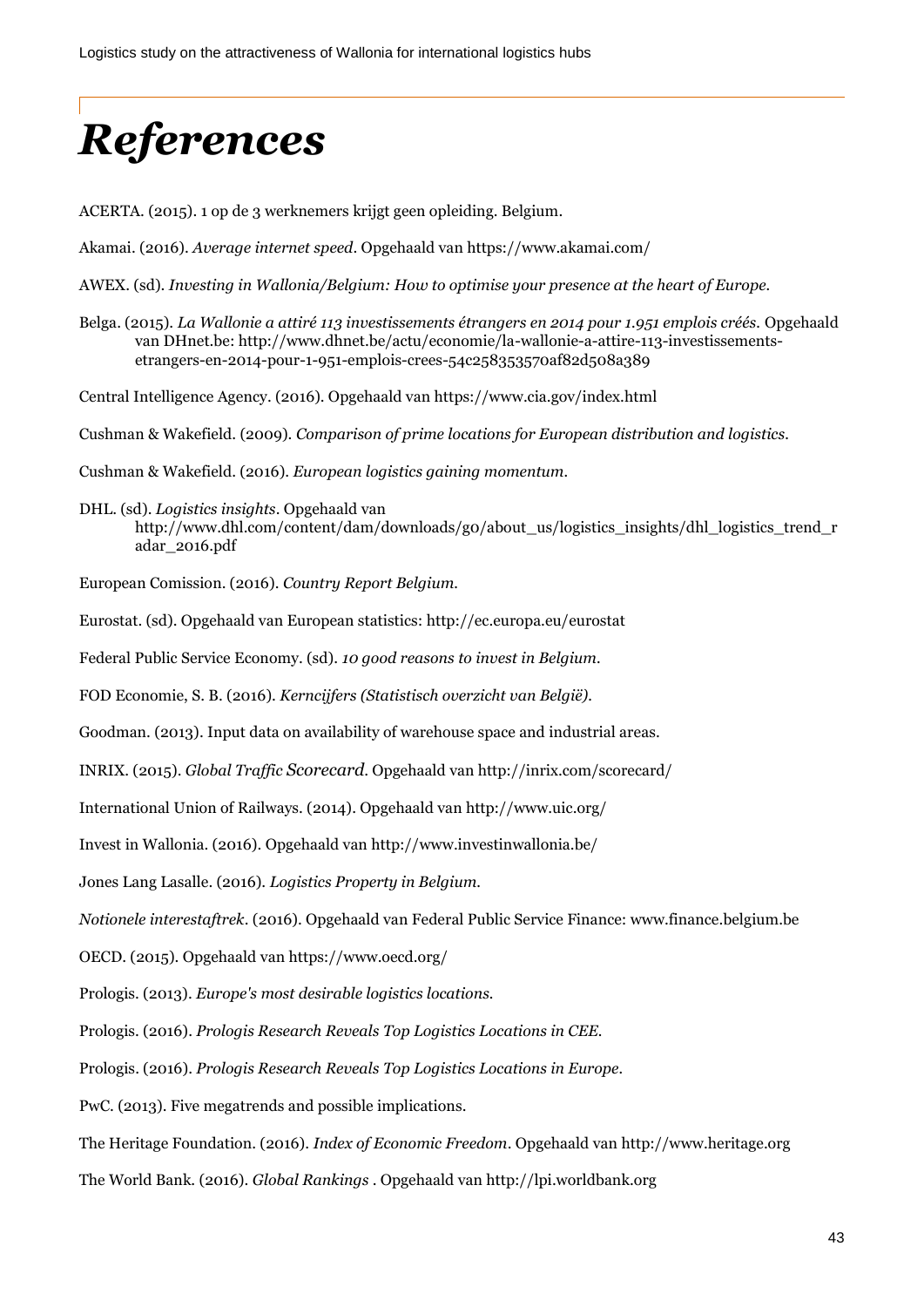# *References*

ACERTA. (2015). 1 op de 3 werknemers krijgt geen opleiding. Belgium.

Akamai. (2016). *Average internet speed*. Opgehaald van https://www.akamai.com/

AWEX. (sd). *Investing in Wallonia/Belgium: How to optimise your presence at the heart of Europe.*

Belga. (2015). *La Wallonie a attiré 113 investissements étrangers en 2014 pour 1.951 emplois créés.* Opgehaald van DHnet.be: http://www.dhnet.be/actu/economie/la-wallonie-a-attire-113-investissements-etrangers-en-2014-pour-1-951-emplois-crees-54c258353570af82d508a389

Central Intelligence Agency. (2016). Opgehaald van https://www.cia.gov/index.html

Cushman & Wakefield. (2009). *Comparison of prime locations for European distribution and logistics.*

Cushman & Wakefield. (2016). *European logistics gaining momentum.*

DHL. (sd). *Logistics insights*. Opgehaald van http://www.dhl.com/content/dam/downloads/g0/about_us/logistics_insights/dhl_logistics_trend_radar_2016.pdf

European Comission. (2016). *Country Report Belgium.*

Eurostat. (sd). Opgehaald van European statistics: http://ec.europa.eu/eurostat

Federal Public Service Economy. (sd). *10 good reasons to invest in Belgium.*

FOD Economie, S. B. (2016). *Kerncijfers (Statistisch overzicht van België).*

Goodman. (2013). Input data on availability of warehouse space and industrial areas.

INRIX. (2015). *Global Traffic Scorecard*. Opgehaald van http://inrix.com/scorecard/

International Union of Railways. (2014). Opgehaald van http://www.uic.org/

Invest in Wallonia. (2016). Opgehaald van http://www.investinwallonia.be/

Jones Lang Lasalle. (2016). *Logistics Property in Belgium.*

*Notionele interestaftrek*. (2016). Opgehaald van Federal Public Service Finance: www.finance.belgium.be

OECD. (2015). Opgehaald van https://www.oecd.org/

Prologis. (2013). *Europe's most desirable logistics locations.*

Prologis. (2016). *Prologis Research Reveals Top Logistics Locations in CEE.*

Prologis. (2016). *Prologis Research Reveals Top Logistics Locations in Europe.*

PwC. (2013). Five megatrends and possible implications.

The Heritage Foundation. (2016). *Index of Economic Freedom*. Opgehaald van http://www.heritage.org

The World Bank. (2016). *Global Rankings* . Opgehaald van http://lpi.worldbank.org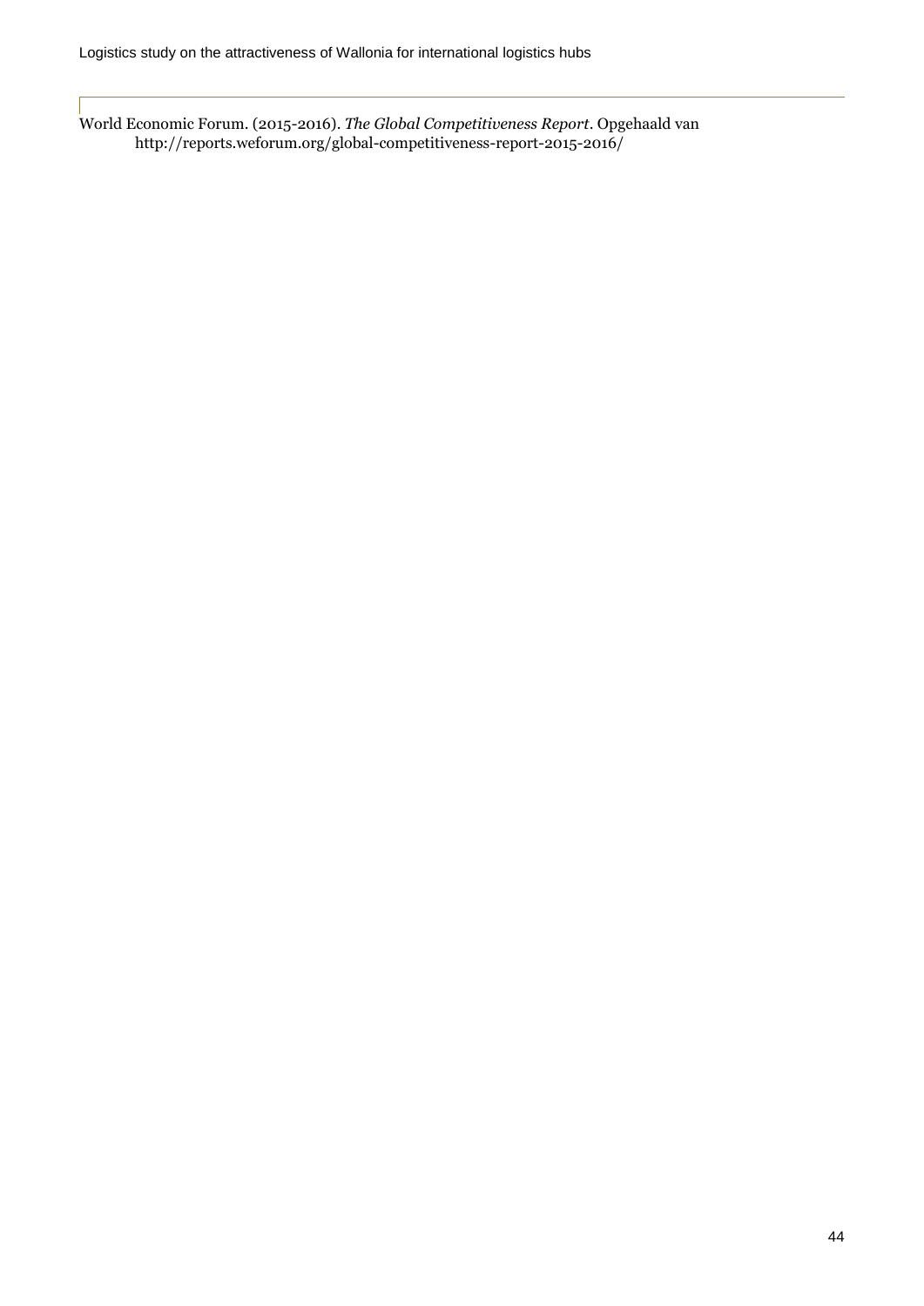World Economic Forum. (2015-2016). *The Global Competitiveness Report*. Opgehaald van http://reports.weforum.org/global-competitiveness-report-2015-2016/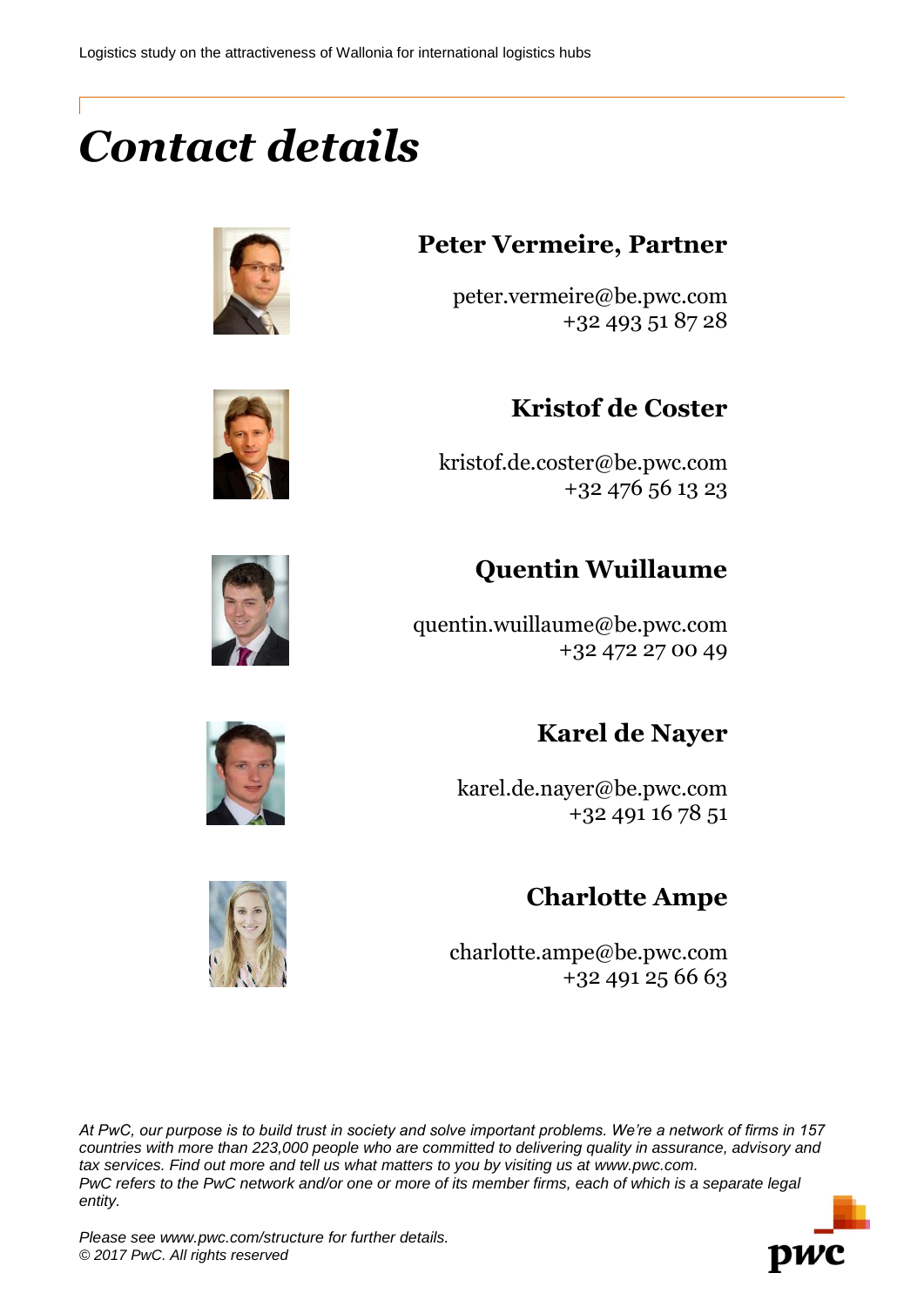# *Contact details*

**Peter Vermeire, Partner**

peter.vermeire@be.pwc.com
+32 493 51 87 28

**Kristof de Coster**

kristof.de.coster@be.pwc.com
+32 476 56 13 23

**Quentin Wuillaume**

quentin.wuillaume@be.pwc.com
+32 472 27 00 49

**Karel de Nayer**

karel.de.nayer@be.pwc.com
+32 491 16 78 51

**Charlotte Ampe**

charlotte.ampe@be.pwc.com
+32 491 25 66 63

*At PwC, our purpose is to build trust in society and solve important problems. We're a network of firms in 157 countries with more than 223,000 people who are committed to delivering quality in assurance, advisory and tax services. Find out more and tell us what matters to you by visiting us at www.pwc.com.*
*PwC refers to the PwC network and/or one or more of its member firms, each of which is a separate legal entity.*

*Please see www.pwc.com/structure for further details.*
*© 2017 PwC. All rights reserved*